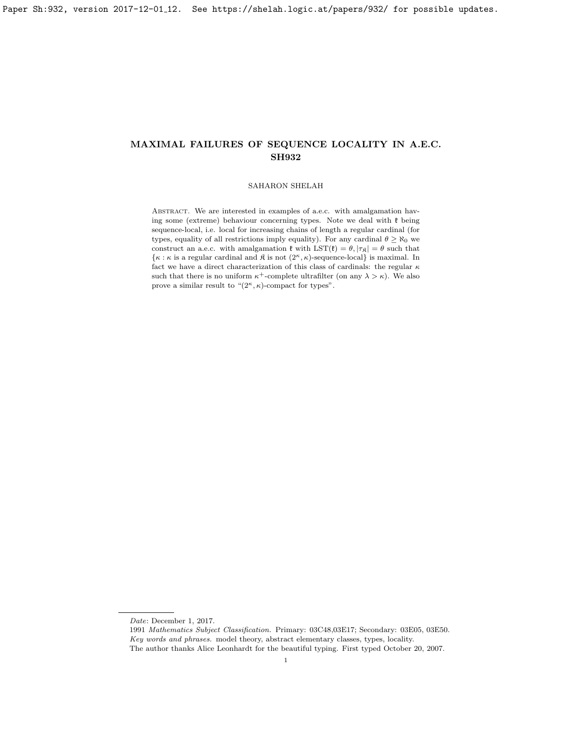# MAXIMAL FAILURES OF SEQUENCE LOCALITY IN A.E.C. SH932

SAHARON SHELAH

Abstract. We are interested in examples of a.e.c. with amalgamation having some (extreme) behaviour concerning types. Note we deal with $\mathfrak{k}$ being sequence-local, i.e. local for increasing chains of length a regular cardinal (for types, equality of all restrictions imply equality). For any cardinal $\theta \geq \aleph_0$ we construct an a.e.c. with amalgamation $\mathfrak{k}$ with $\mathrm{LST}(\mathfrak{k}) = \theta, |\tau_{\mathfrak{K}}| = \theta$ such that $\{\kappa : \kappa$ is a regular cardinal and $\mathfrak{K}$ is not $(2^\kappa, \kappa)$-sequence-local$\}$ is maximal. In fact we have a direct characterization of this class of cardinals: the regular $\kappa$ such that there is no uniform $\kappa^+$-complete ultrafilter (on any $\lambda > \kappa$). We also prove a similar result to "$(2^\kappa, \kappa)$-compact for types".

---

*Date*: December 1, 2017.

1991 *Mathematics Subject Classification.* Primary: 03C48,03E17; Secondary: 03E05, 03E50.

*Key words and phrases.* model theory, abstract elementary classes, types, locality.

The author thanks Alice Leonhardt for the beautiful typing. First typed October 20, 2007.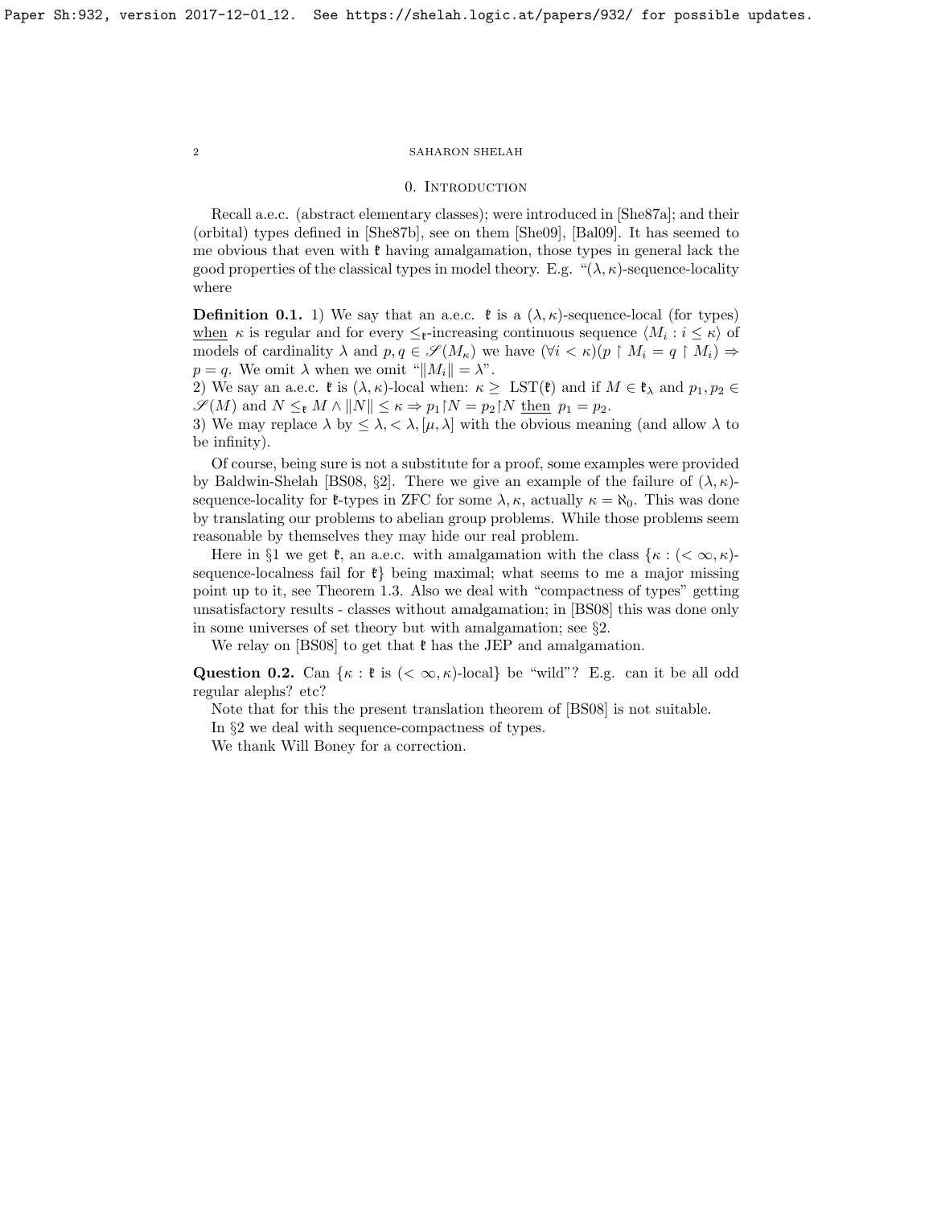## 0. Introduction

Recall a.e.c. (abstract elementary classes); were introduced in [She87a]; and their (orbital) types defined in [She87b], see on them [She09], [Bal09]. It has seemed to me obvious that even with $\mathfrak{k}$ having amalgamation, those types in general lack the good properties of the classical types in model theory. E.g. "$(\lambda, \kappa)$-sequence-locality where

**Definition 0.1.** 1) We say that an a.e.c. $\mathfrak{k}$ is a $(\lambda, \kappa)$-sequence-local (for types) <u>when</u> $\kappa$ is regular and for every $\leq_{\mathfrak{k}}$-increasing continuous sequence $\langle M_i : i \leq \kappa \rangle$ of models of cardinality $\lambda$ and $p, q \in \mathscr{S}(M_\kappa)$ we have $(\forall i < \kappa)(p \restriction M_i = q \restriction M_i) \Rightarrow p = q$. We omit $\lambda$ when we omit "$\|M_i\| = \lambda$".

2) We say an a.e.c. $\mathfrak{k}$ is $(\lambda, \kappa)$-local when: $\kappa \geq$ LST$(\mathfrak{k})$ and if $M \in \mathfrak{k}_\lambda$ and $p_1, p_2 \in \mathscr{S}(M)$ and $N \leq_{\mathfrak{k}} M \wedge \|N\| \leq \kappa \Rightarrow p_1 \restriction N = p_2 \restriction N$ <u>then</u> $p_1 = p_2$.

3) We may replace $\lambda$ by $\leq \lambda, < \lambda, [\mu, \lambda]$ with the obvious meaning (and allow $\lambda$ to be infinity).

Of course, being sure is not a substitute for a proof, some examples were provided by Baldwin-Shelah [BS08, §2]. There we give an example of the failure of $(\lambda, \kappa)$-sequence-locality for $\mathfrak{k}$-types in ZFC for some $\lambda, \kappa$, actually $\kappa = \aleph_0$. This was done by translating our problems to abelian group problems. While those problems seem reasonable by themselves they may hide our real problem.

Here in §1 we get $\mathfrak{k}$, an a.e.c. with amalgamation with the class $\{\kappa : (< \infty, \kappa)$-sequence-localness fail for $\mathfrak{k}\}$ being maximal; what seems to me a major missing point up to it, see Theorem 1.3. Also we deal with "compactness of types" getting unsatisfactory results - classes without amalgamation; in [BS08] this was done only in some universes of set theory but with amalgamation; see §2.

We relay on [BS08] to get that $\mathfrak{k}$ has the JEP and amalgamation.

**Question 0.2.** Can $\{\kappa : \mathfrak{k}$ is $(< \infty, \kappa)$-local$\}$ be "wild"? E.g. can it be all odd regular alephs? etc?

Note that for this the present translation theorem of [BS08] is not suitable.

In §2 we deal with sequence-compactness of types.

We thank Will Boney for a correction.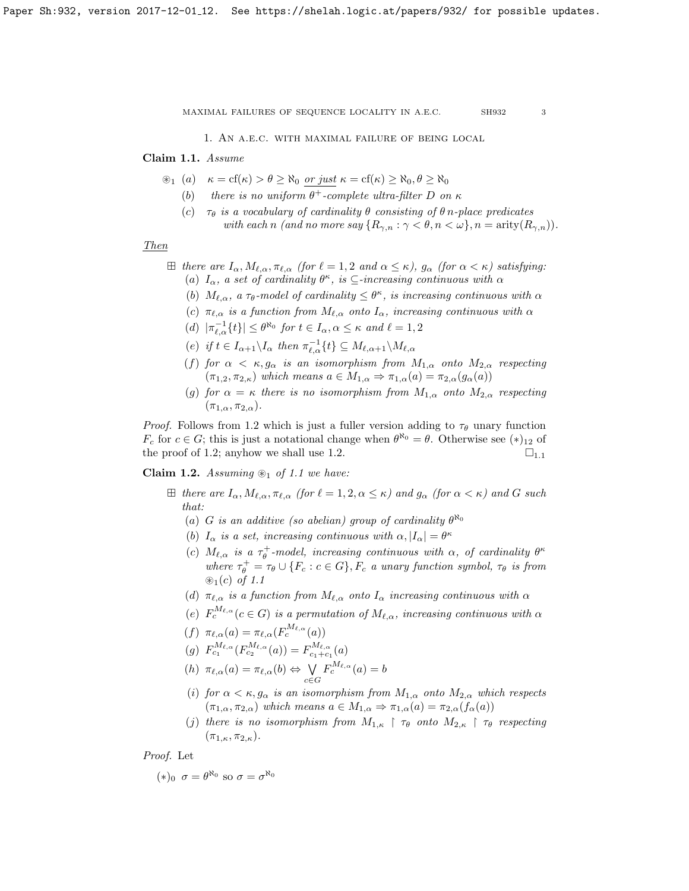## 1. An a.e.c. with maximal failure of being local

**Claim 1.1.** *Assume*

$\circledast_1$ (a) $\kappa = \mathrm{cf}(\kappa) > \theta \geq \aleph_0$ *or just* $\kappa = \mathrm{cf}(\kappa) \geq \aleph_0, \theta \geq \aleph_0$

(b) *there is no uniform $\theta^+$-complete ultra-filter $D$ on $\kappa$*

(c) *$\tau_\theta$ is a vocabulary of cardinality $\theta$ consisting of $\theta$ $n$-place predicates with each $n$ (and no more say $\{R_{\gamma,n} : \gamma < \theta, n < \omega\}, n = \mathrm{arity}(R_{\gamma,n})$).*

Then

$\boxplus$ *there are $I_\alpha, M_{\ell,\alpha}, \pi_{\ell,\alpha}$ (for $\ell = 1,2$ and $\alpha \leq \kappa$), $g_\alpha$ (for $\alpha < \kappa$) satisfying:*

(a) *$I_\alpha$, a set of cardinality $\theta^\kappa$, is $\subseteq$-increasing continuous with $\alpha$*

(b) *$M_{\ell,\alpha}$, a $\tau_\theta$-model of cardinality $\leq \theta^\kappa$, is increasing continuous with $\alpha$*

(c) *$\pi_{\ell,\alpha}$ is a function from $M_{\ell,\alpha}$ onto $I_\alpha$, increasing continuous with $\alpha$*

(d) *$|\pi^{-1}_{\ell,\alpha}\{t\}| \leq \theta^{\aleph_0}$ for $t \in I_\alpha, \alpha \leq \kappa$ and $\ell = 1,2$*

(e) *if $t \in I_{\alpha+1} \backslash I_\alpha$ then $\pi^{-1}_{\ell,\alpha}\{t\} \subseteq M_{\ell,\alpha+1} \backslash M_{\ell,\alpha}$*

(f) *for $\alpha < \kappa, g_\alpha$ is an isomorphism from $M_{1,\alpha}$ onto $M_{2,\alpha}$ respecting $(\pi_{1,2}, \pi_{2,\kappa})$ which means $a \in M_{1,\alpha} \Rightarrow \pi_{1,\alpha}(a) = \pi_{2,\alpha}(g_\alpha(a))$*

(g) *for $\alpha = \kappa$ there is no isomorphism from $M_{1,\alpha}$ onto $M_{2,\alpha}$ respecting $(\pi_{1,\alpha}, \pi_{2,\alpha})$.*

*Proof.* Follows from 1.2 which is just a fuller version adding to $\tau_\theta$ unary function $F_c$ for $c \in G$; this is just a notational change when $\theta^{\aleph_0} = \theta$. Otherwise see $(*)_{12}$ of the proof of 1.2; anyhow we shall use 1.2. $\square_{1.1}$

**Claim 1.2.** *Assuming $\circledast_1$ of 1.1 we have:*

$\boxplus$ *there are $I_\alpha, M_{\ell,\alpha}, \pi_{\ell,\alpha}$ (for $\ell = 1,2, \alpha \leq \kappa$) and $g_\alpha$ (for $\alpha < \kappa$) and $G$ such that:*

(a) *$G$ is an additive (so abelian) group of cardinality $\theta^{\aleph_0}$*

(b) *$I_\alpha$ is a set, increasing continuous with $\alpha, |I_\alpha| = \theta^\kappa$*

(c) *$M_{\ell,\alpha}$ is a $\tau^+_\theta$-model, increasing continuous with $\alpha$, of cardinality $\theta^\kappa$ where $\tau^+_\theta = \tau_\theta \cup \{F_c : c \in G\}, F_c$ a unary function symbol, $\tau_\theta$ is from $\circledast_1(c)$ of 1.1*

(d) *$\pi_{\ell,\alpha}$ is a function from $M_{\ell,\alpha}$ onto $I_\alpha$ increasing continuous with $\alpha$*

(e) *$F^{M_{\ell,\alpha}}_c (c \in G)$ is a permutation of $M_{\ell,\alpha}$, increasing continuous with $\alpha$*

(f) *$\pi_{\ell,\alpha}(a) = \pi_{\ell,\alpha}(F^{M_{\ell,\alpha}}_c(a))$*

(g) *$F^{M_{\ell,\alpha}}_{c_1}(F^{M_{\ell,\alpha}}_{c_2}(a)) = F^{M_{\ell,\alpha}}_{c_1+c_1}(a)$*

(h) *$\pi_{\ell,\alpha}(a) = \pi_{\ell,\alpha}(b) \Leftrightarrow \bigvee\limits_{c \in G} F^{M_{\ell,\alpha}}_c(a) = b$*

(i) *for $\alpha < \kappa, g_\alpha$ is an isomorphism from $M_{1,\alpha}$ onto $M_{2,\alpha}$ which respects $(\pi_{1,\alpha}, \pi_{2,\alpha})$ which means $a \in M_{1,\alpha} \Rightarrow \pi_{1,\alpha}(a) = \pi_{2,\alpha}(f_\alpha(a))$*

(j) *there is no isomorphism from $M_{1,\kappa} \restriction \tau_\theta$ onto $M_{2,\kappa} \restriction \tau_\theta$ respecting $(\pi_{1,\kappa}, \pi_{2,\kappa})$.*

*Proof.* Let

$(*)_0$ $\sigma = \theta^{\aleph_0}$ so $\sigma = \sigma^{\aleph_0}$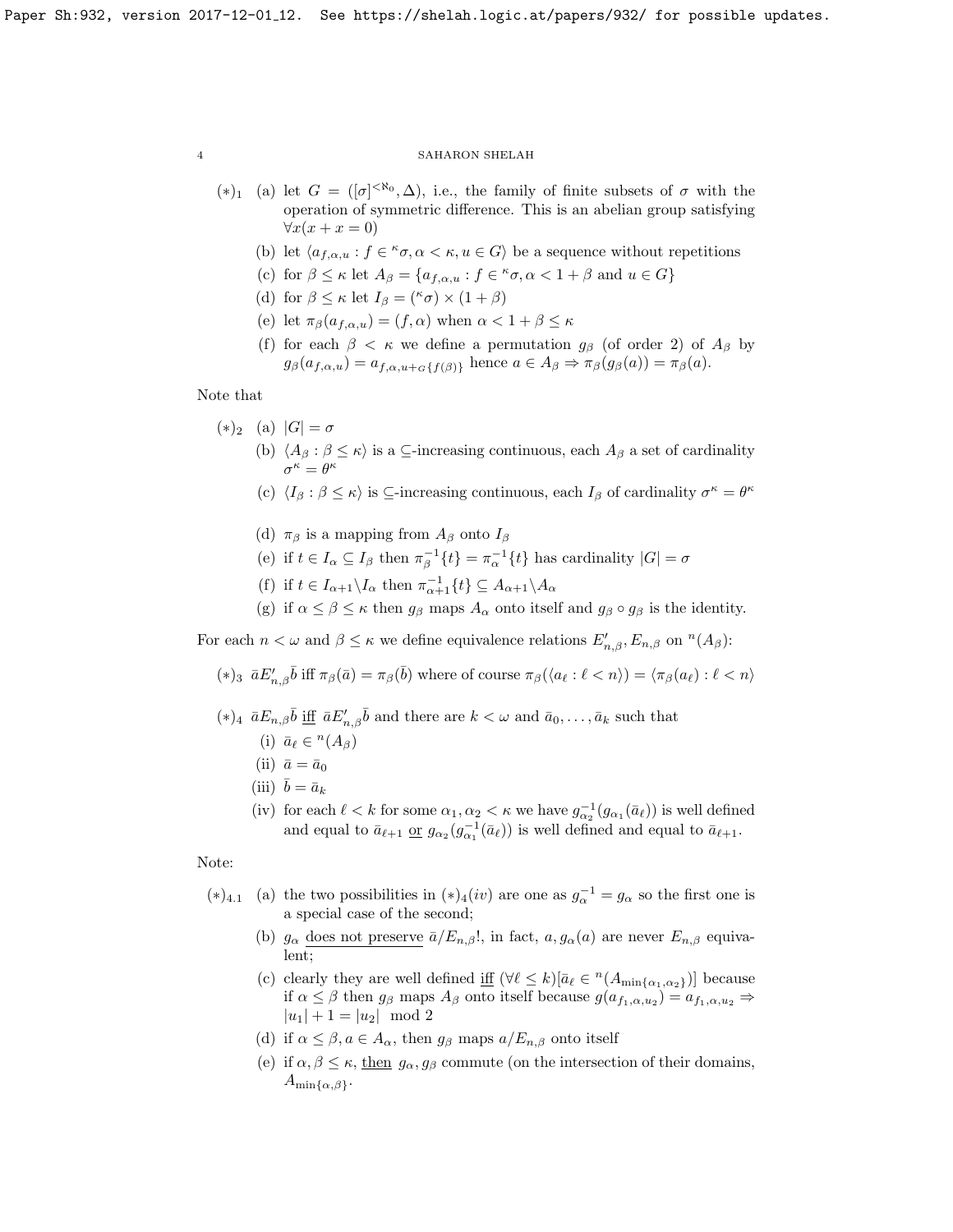$(*)_1$ (a) let $G = ([\sigma]^{<\aleph_0}, \Delta)$, i.e., the family of finite subsets of $\sigma$ with the operation of symmetric difference. This is an abelian group satisfying $\forall x(x + x = 0)$

(b) let $\langle a_{f,\alpha,u} : f \in {}^\kappa\sigma, \alpha < \kappa, u \in G\rangle$ be a sequence without repetitions

(c) for $\beta \le \kappa$ let $A_\beta = \{a_{f,\alpha,u} : f \in {}^\kappa\sigma, \alpha < 1 + \beta$ and $u \in G\}$

(d) for $\beta \le \kappa$ let $I_\beta = ({}^\kappa\sigma) \times (1 + \beta)$

(e) let $\pi_\beta(a_{f,\alpha,u}) = (f, \alpha)$ when $\alpha < 1 + \beta \le \kappa$

(f) for each $\beta < \kappa$ we define a permutation $g_\beta$ (of order 2) of $A_\beta$ by $g_\beta(a_{f,\alpha,u}) = a_{f,\alpha,u+_G\{f(\beta)\}}$ hence $a \in A_\beta \Rightarrow \pi_\beta(g_\beta(a)) = \pi_\beta(a)$.

Note that

$(*)_2$ (a) $|G| = \sigma$

(b) $\langle A_\beta : \beta \le \kappa\rangle$ is a $\subseteq$-increasing continuous, each $A_\beta$ a set of cardinality $\sigma^\kappa = \theta^\kappa$

(c) $\langle I_\beta : \beta \le \kappa\rangle$ is $\subseteq$-increasing continuous, each $I_\beta$ of cardinality $\sigma^\kappa = \theta^\kappa$

(d) $\pi_\beta$ is a mapping from $A_\beta$ onto $I_\beta$

(e) if $t \in I_\alpha \subseteq I_\beta$ then $\pi_\beta^{-1}\{t\} = \pi_\alpha^{-1}\{t\}$ has cardinality $|G| = \sigma$

(f) if $t \in I_{\alpha+1} \backslash I_\alpha$ then $\pi_{\alpha+1}^{-1}\{t\} \subseteq A_{\alpha+1} \backslash A_\alpha$

(g) if $\alpha \le \beta \le \kappa$ then $g_\beta$ maps $A_\alpha$ onto itself and $g_\beta \circ g_\beta$ is the identity.

For each $n < \omega$ and $\beta \le \kappa$ we define equivalence relations $E'_{n,\beta}, E_{n,\beta}$ on ${}^n(A_\beta)$:

$(*)_3$ $\bar a E'_{n,\beta} \bar b$ iff $\pi_\beta(\bar a) = \pi_\beta(\bar b)$ where of course $\pi_\beta(\langle a_\ell : \ell < n\rangle) = \langle \pi_\beta(a_\ell) : \ell < n\rangle$

$(*)_4$ $\bar a E_{n,\beta} \bar b$ iff $\bar a E'_{n,\beta} \bar b$ and there are $k < \omega$ and $\bar a_0, \dots, \bar a_k$ such that

(i) $\bar a_\ell \in {}^n(A_\beta)$

(ii) $\bar a = \bar a_0$

(iii) $\bar b = \bar a_k$

(iv) for each $\ell < k$ for some $\alpha_1, \alpha_2 < \kappa$ we have $g_{\alpha_2}^{-1}(g_{\alpha_1}(\bar a_\ell))$ is well defined and equal to $\bar a_{\ell+1}$ or $g_{\alpha_2}(g_{\alpha_1}^{-1}(\bar a_\ell))$ is well defined and equal to $\bar a_{\ell+1}$.

Note:

$(*)_{4.1}$ (a) the two possibilities in $(*)_4(iv)$ are one as $g_\alpha^{-1} = g_\alpha$ so the first one is a special case of the second;

(b) $g_\alpha$ does not preserve $\bar a/E_{n,\beta}$!, in fact, $a, g_\alpha(a)$ are never $E_{n,\beta}$ equivalent;

(c) clearly they are well defined iff $(\forall \ell \le k)[\bar a_\ell \in {}^n(A_{\min\{\alpha_1,\alpha_2\}})]$ because if $\alpha \le \beta$ then $g_\alpha$ maps $A_\beta$ onto itself because $g(a_{f_1,\alpha,u_2}) = a_{f_1,\alpha,u_2} \Rightarrow |u_1| + 1 = |u_2| \mod 2$

(d) if $\alpha \le \beta, a \in A_\alpha$, then $g_\beta$ maps $a/E_{n,\beta}$ onto itself

(e) if $\alpha, \beta \le \kappa$, then $g_\alpha, g_\beta$ commute (on the intersection of their domains, $A_{\min\{\alpha,\beta\}}$.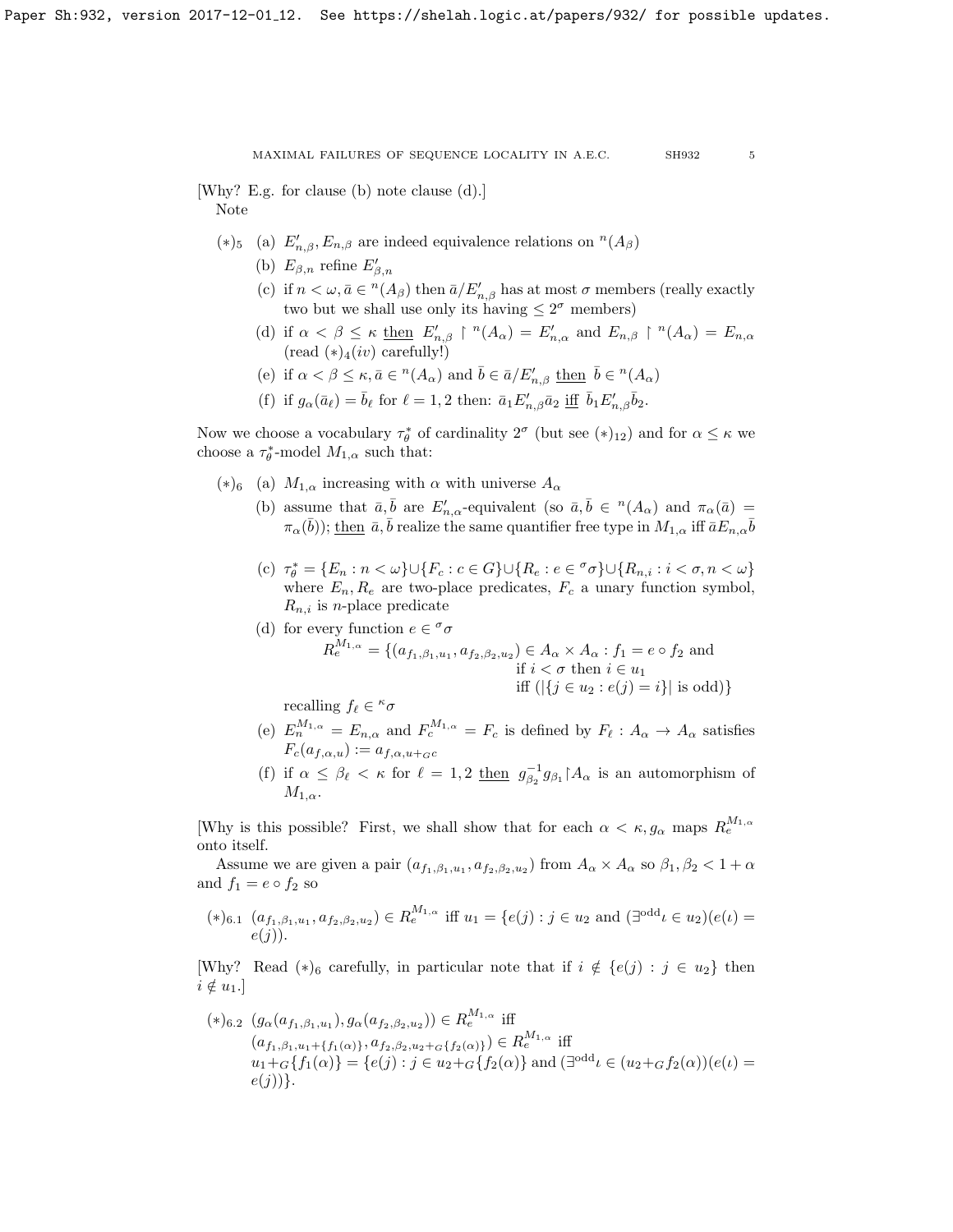[Why? E.g. for clause (b) note clause (d).]

Note

$(*)_5$ (a) $E'_{n,\beta}, E_{n,\beta}$ are indeed equivalence relations on ${}^n(A_\beta)$

(b) $E_{\beta,n}$ refine $E'_{\beta,n}$

(c) if $n < \omega, \bar{a} \in {}^n(A_\beta)$ then $\bar{a}/E'_{n,\beta}$ has at most $\sigma$ members (really exactly two but we shall use only its having $\leq 2^\sigma$ members)

(d) if $\alpha < \beta \leq \kappa$ then $E'_{n,\beta} \restriction {}^n(A_\alpha) = E'_{n,\alpha}$ and $E_{n,\beta} \restriction {}^n(A_\alpha) = E_{n,\alpha}$ (read $(*)_4(iv)$ carefully!)

(e) if $\alpha < \beta \leq \kappa, \bar{a} \in {}^n(A_\alpha)$ and $\bar{b} \in \bar{a}/E'_{n,\beta}$ then $\bar{b} \in {}^n(A_\alpha)$

(f) if $g_\alpha(\bar{a}_\ell) = \bar{b}_\ell$ for $\ell = 1, 2$ then: $\bar{a}_1 E'_{n,\beta} \bar{a}_2$ iff $\bar{b}_1 E'_{n,\beta} \bar{b}_2$.

Now we choose a vocabulary $\tau^*_\theta$ of cardinality $2^\sigma$ (but see $(*)_{12}$) and for $\alpha \leq \kappa$ we choose a $\tau^*_\theta$-model $M_{1,\alpha}$ such that:

$(*)_6$ (a) $M_{1,\alpha}$ increasing with $\alpha$ with universe $A_\alpha$

(b) assume that $\bar{a}, \bar{b}$ are $E'_{n,\alpha}$-equivalent (so $\bar{a}, \bar{b} \in {}^n(A_\alpha)$ and $\pi_\alpha(\bar{a}) = \pi_\alpha(\bar{b})$); then $\bar{a}, \bar{b}$ realize the same quantifier free type in $M_{1,\alpha}$ iff $\bar{a} E_{n,\alpha} \bar{b}$

(c) $\tau^*_\theta = \{E_n : n < \omega\} \cup \{F_c : c \in G\} \cup \{R_e : e \in {}^\sigma\sigma\} \cup \{R_{n,i} : i < \sigma, n < \omega\}$ where $E_n, R_e$ are two-place predicates, $F_c$ a unary function symbol, $R_{n,i}$ is $n$-place predicate

(d) for every function $e \in {}^\sigma\sigma$

$$R_e^{M_{1,\alpha}} = \{(a_{f_1,\beta_1,u_1}, a_{f_2,\beta_2,u_2}) \in A_\alpha \times A_\alpha : f_1 = e \circ f_2 \text{ and if } i < \sigma \text{ then } i \in u_1 \text{ iff } (|\{j \in u_2 : e(j) = i\}| \text{ is odd})\}$$

recalling $f_\ell \in {}^\kappa\sigma$

(e) $E_n^{M_{1,\alpha}} = E_{n,\alpha}$ and $F_c^{M_{1,\alpha}} = F_c$ is defined by $F_\ell : A_\alpha \to A_\alpha$ satisfies $F_c(a_{f,\alpha,u}) := a_{f,\alpha,u+_G c}$

(f) if $\alpha \leq \beta_\ell < \kappa$ for $\ell = 1, 2$ then $g^{-1}_{\beta_2} g_{\beta_1} \restriction A_\alpha$ is an automorphism of $M_{1,\alpha}$.

[Why is this possible? First, we shall show that for each $\alpha < \kappa, g_\alpha$ maps $R_e^{M_{1,\alpha}}$ onto itself.

Assume we are given a pair $(a_{f_1,\beta_1,u_1}, a_{f_2,\beta_2,u_2})$ from $A_\alpha \times A_\alpha$ so $\beta_1, \beta_2 < 1 + \alpha$ and $f_1 = e \circ f_2$ so

$(*)_{6.1}$ $(a_{f_1,\beta_1,u_1}, a_{f_2,\beta_2,u_2}) \in R_e^{M_{1,\alpha}}$ iff $u_1 = \{e(j) : j \in u_2$ and $(\exists^{\text{odd}} \iota \in u_2)(e(\iota) = e(j))$.

[Why? Read $(*)_6$ carefully, in particular note that if $i \notin \{e(j) : j \in u_2\}$ then $i \notin u_1$.]

$(*)_{6.2}$ $(g_\alpha(a_{f_1,\beta_1,u_1}), g_\alpha(a_{f_2,\beta_2,u_2})) \in R_e^{M_{1,\alpha}}$ iff
$(a_{f_1,\beta_1,u_1+\{f_1(\alpha)\}}, a_{f_2,\beta_2,u_2+_G\{f_2(\alpha)\}}) \in R_e^{M_{1,\alpha}}$ iff
$u_1 +_G \{f_1(\alpha)\} = \{e(j) : j \in u_2 +_G \{f_2(\alpha)\}$ and $(\exists^{\text{odd}} \iota \in (u_2 +_G f_2(\alpha))(e(\iota) = e(j))\}$.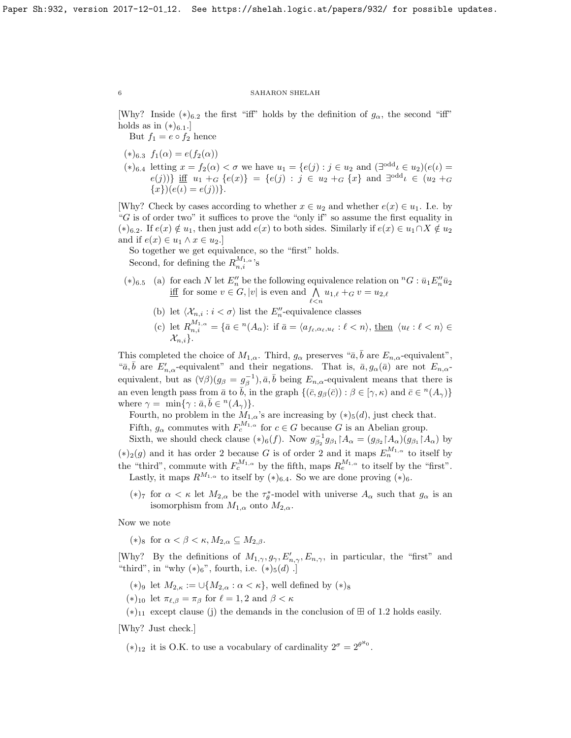[Why? Inside $(*)_{6.2}$ the first "iff" holds by the definition of $g_\alpha$, the second "iff" holds as in $(*)_{6.1}$.]

But $f_1 = e \circ f_2$ hence

- $(*)_{6.3}$ $f_1(\alpha) = e(f_2(\alpha))$
- $(*)_{6.4}$ letting $x = f_2(\alpha) < \sigma$ we have $u_1 = \{e(j) : j \in u_2$ and $(\exists^{\rm odd} \iota \in u_2)(e(\iota) = e(j))\}$ iff $u_1 +_G \{e(x)\} = \{e(j) : j \in u_2 +_G \{x\}$ and $\exists^{\rm odd} \iota \in (u_2 +_G \{x\})(e(\iota) = e(j))\}$.

[Why? Check by cases according to whether $x \in u_2$ and whether $e(x) \in u_1$. I.e. by "$G$ is of order two" it suffices to prove the "only if" so assume the first equality in $(*)_{6.2}$. If $e(x) \notin u_1$, then just add $e(x)$ to both sides. Similarly if $e(x) \in u_1 \cap X \notin u_2$ and if $e(x) \in u_1 \wedge x \in u_2$.]

So together we get equivalence, so the "first" holds.

Second, for defining the $R^{M_{1,\alpha}}_{n,i}$'s

- $(*)_{6.5}$ (a) for each $N$ let $E''_n$ be the following equivalence relation on ${}^n G : \bar u_1 E''_n \bar u_2$ iff for some $v \in G, |v|$ is even and $\bigwedge\limits_{\ell<n} u_{1,\ell} +_G v = u_{2,\ell}$
  - (b) let $\langle \mathcal{X}_{n,i} : i < \sigma\rangle$ list the $E''_n$-equivalence classes
  - (c) let $R^{M_{1,\alpha}}_{n,i} = \{\bar a \in {}^n(A_\alpha)$: if $\bar a = \langle a_{f_\ell,\alpha_\ell,u_\ell} : \ell < n\rangle$, then $\langle u_\ell : \ell < n\rangle \in \mathcal{X}_{n,i}\}$.

This completed the choice of $M_{1,\alpha}$. Third, $g_\alpha$ preserves "$\bar a, \bar b$ are $E_{n,\alpha}$-equivalent", "$\bar a, \bar b$ are $E'_{n,\alpha}$-equivalent" and their negations. That is, $\bar a, g_\alpha(\bar a)$ are not $E_{n,\alpha}$-equivalent, but as $(\forall \beta)(g_\beta = g_\beta^{-1}), \bar a, \bar b$ being $E_{n,\alpha}$-equivalent means that there is an even length pass from $\bar a$ to $\bar b$, in the graph $\{(\bar c, g_\beta(\bar c)) : \beta \in [\gamma, \kappa)$ and $\bar c \in {}^n(A_\gamma)\}$ where $\gamma = \min\{\gamma : \bar a, \bar b \in {}^n(A_\gamma)\}$.

Fourth, no problem in the $M_{1,\alpha}$'s are increasing by $(*)_5(d)$, just check that.

Fifth, $g_\alpha$ commutes with $F^{M_{1,\alpha}}_c$ for $c \in G$ because $G$ is an Abelian group.

Sixth, we should check clause $(*)_6(f)$. Now $g^{-1}_{\beta_2} g_{\beta_1} {\restriction} A_\alpha = (g_{\beta_2} {\restriction} A_\alpha)(g_{\beta_1} {\restriction} A_\alpha)$ by $(*)_2(g)$ and it has order 2 because $G$ is of order 2 and it maps $E^{M_{1,\alpha}}_n$ to itself by the "third", commute with $F^{M_{1,\alpha}}_c$ by the fifth, maps $R^{M_{1,\alpha}}_e$ to itself by the "first".

Lastly, it maps $R^{M_{1,\alpha}}$ to itself by $(*)_{6.4}$. So we are done proving $(*)_6$.

- $(*)_7$ for $\alpha < \kappa$ let $M_{2,\alpha}$ be the $\tau^*_\theta$-model with universe $A_\alpha$ such that $g_\alpha$ is an isomorphism from $M_{1,\alpha}$ onto $M_{2,\alpha}$.

Now we note

- $(*)_8$ for $\alpha < \beta < \kappa, M_{2,\alpha} \subseteq M_{2,\beta}$.

[Why? By the definitions of $M_{1,\gamma}, g_\gamma, E'_{n,\gamma}, E_{n,\gamma}$, in particular, the "first" and "third", in "why $(*)_6$", fourth, i.e. $(*)_5(d)$ .]

- $(*)_9$ let $M_{2,\kappa} := \cup\{M_{2,\alpha} : \alpha < \kappa\}$, well defined by $(*)_8$
- $(*)_{10}$ let $\pi_{\ell,\beta} = \pi_\beta$ for $\ell = 1,2$ and $\beta < \kappa$
- $(*)_{11}$ except clause (j) the demands in the conclusion of $\boxplus$ of 1.2 holds easily.

[Why? Just check.]

- $(*)_{12}$ it is O.K. to use a vocabulary of cardinality $2^\sigma = 2^{\theta^{\aleph_0}}$.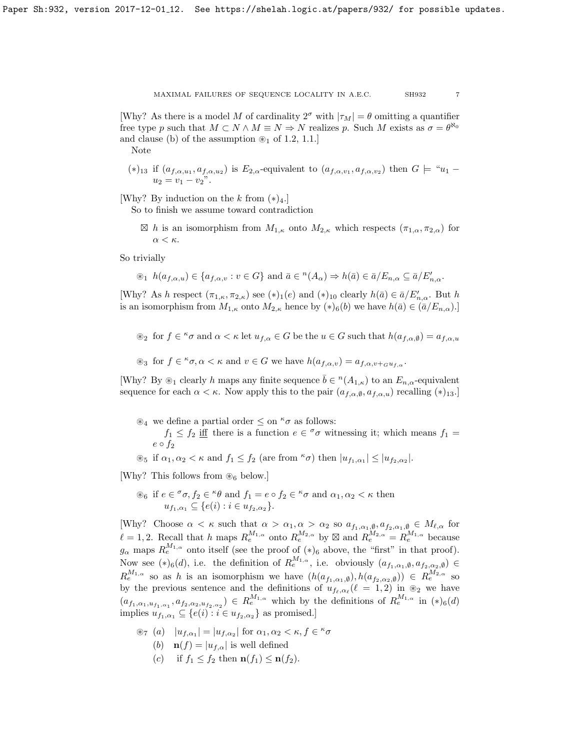[Why? As there is a model $M$ of cardinality $2^\sigma$ with $|\tau_M| = \theta$ omitting a quantifier free type $p$ such that $M \subset N \wedge M \equiv N \Rightarrow N$ realizes $p$. Such $M$ exists as $\sigma = \theta^{\aleph_0}$ and clause (b) of the assumption $\circledast_1$ of 1.2, 1.1.]

Note

- $(*)_{13}$ if $(a_{f,\alpha,u_1}, a_{f,\alpha,u_2})$ is $E_{2,\alpha}$-equivalent to $(a_{f,\alpha,v_1}, a_{f,\alpha,v_2})$ then $G \models$ "$u_1 - u_2 = v_1 - v_2$".

[Why? By induction on the $k$ from $(*)_4$.]

So to finish we assume toward contradiction

- $\boxtimes$ $h$ is an isomorphism from $M_{1,\kappa}$ onto $M_{2,\kappa}$ which respects $(\pi_{1,\alpha}, \pi_{2,\alpha})$ for $\alpha < \kappa$.

So trivially

- $\circledast_1$ $h(a_{f,\alpha,u}) \in \{a_{f,\alpha,v} : v \in G\}$ and $\bar{a} \in {}^n(A_\alpha) \Rightarrow h(\bar{a}) \in \bar{a}/E_{n,\alpha} \subseteq \bar{a}/E'_{n,\alpha}$.

[Why? As $h$ respect $(\pi_{1,\kappa}, \pi_{2,\kappa})$ see $(*)_1(e)$ and $(*)_{10}$ clearly $h(\bar{a}) \in \bar{a}/E'_{n,\alpha}$. But $h$ is an isomorphism from $M_{1,\kappa}$ onto $M_{2,\kappa}$ hence by $(*)_6(b)$ we have $h(\bar{a}) \in (\bar{a}/E_{n,\alpha})$.]

- $\circledast_2$ for $f \in {}^\kappa\sigma$ and $\alpha < \kappa$ let $u_{f,\alpha} \in G$ be the $u \in G$ such that $h(a_{f,\alpha,\emptyset}) = a_{f,\alpha,u}$
- $\circledast_3$ for $f \in {}^\kappa\sigma, \alpha < \kappa$ and $v \in G$ we have $h(a_{f,\alpha,v}) = a_{f,\alpha,v+_G u_{f,\alpha}}$.

[Why? By $\circledast_1$ clearly $h$ maps any finite sequence $\bar{b} \in {}^n(A_{1,\kappa})$ to an $E_{n,\alpha}$-equivalent sequence for each $\alpha < \kappa$. Now apply this to the pair $(a_{f,\alpha,\emptyset}, a_{f,\alpha,u})$ recalling $(*)_{13}$.]

- $\circledast_4$ we define a partial order $\le$ on ${}^\kappa\sigma$ as follows:
  $f_1 \le f_2$ iff there is a function $e \in {}^\sigma\sigma$ witnessing it; which means $f_1 = e \circ f_2$
- $\circledast_5$ if $\alpha_1, \alpha_2 < \kappa$ and $f_1 \le f_2$ (are from ${}^\kappa\sigma$) then $|u_{f_1,\alpha_1}| \le |u_{f_2,\alpha_2}|$.

[Why? This follows from $\circledast_6$ below.]

- $\circledast_6$ if $e \in {}^\sigma\sigma, f_2 \in {}^\kappa\theta$ and $f_1 = e \circ f_2 \in {}^\kappa\sigma$ and $\alpha_1, \alpha_2 < \kappa$ then $u_{f_1,\alpha_1} \subseteq \{e(i) : i \in u_{f_2,\alpha_2}\}$.

[Why? Choose $\alpha < \kappa$ such that $\alpha > \alpha_1, \alpha > \alpha_2$ so $a_{f_1,\alpha_1,\emptyset}, a_{f_2,\alpha_1,\emptyset} \in M_{\ell,\alpha}$ for $\ell = 1, 2$. Recall that $h$ maps $R_e^{M_{1,\alpha}}$ onto $R_e^{M_{2,\alpha}}$ by $\boxtimes$ and $R_e^{M_{2,\alpha}} = R_e^{M_{1,\alpha}}$ because $g_\alpha$ maps $R_e^{M_{1,\alpha}}$ onto itself (see the proof of $(*)_6$ above, the "first" in that proof). Now see $(*)_6(d)$, i.e. the definition of $R_e^{M_{1,\alpha}}$, i.e. obviously $(a_{f_1,\alpha_1,\emptyset}, a_{f_2,\alpha_2,\emptyset}) \in R_e^{M_{1,\alpha}}$ so as $h$ is an isomorphism we have $(h(a_{f_1,\alpha_1,\emptyset}), h(a_{f_2,\alpha_2,\emptyset})) \in R_e^{M_{2,\alpha}}$ so by the previous sentence and the definitions of $u_{f_\ell,\alpha_\ell} (\ell = 1, 2)$ in $\circledast_2$ we have $(a_{f_1,\alpha_1,u_{f_1,\alpha_1}}, a_{f_2,\alpha_2,u_{f_2,\alpha_2}}) \in R_e^{M_{1,\alpha}}$ which by the definitions of $R_e^{M_{1,\alpha}}$ in $(*)_6(d)$ implies $u_{f_1,\alpha_1} \subseteq \{e(i) : i \in u_{f_2,\alpha_2}\}$ as promised.]

- $\circledast_7$ (a) $|u_{f,\alpha_1}| = |u_{f,\alpha_2}|$ for $\alpha_1, \alpha_2 < \kappa, f \in {}^\kappa\sigma$
  - (b) $\mathbf{n}(f) = |u_{f,\alpha}|$ is well defined
  - (c) if $f_1 \le f_2$ then $\mathbf{n}(f_1) \le \mathbf{n}(f_2)$.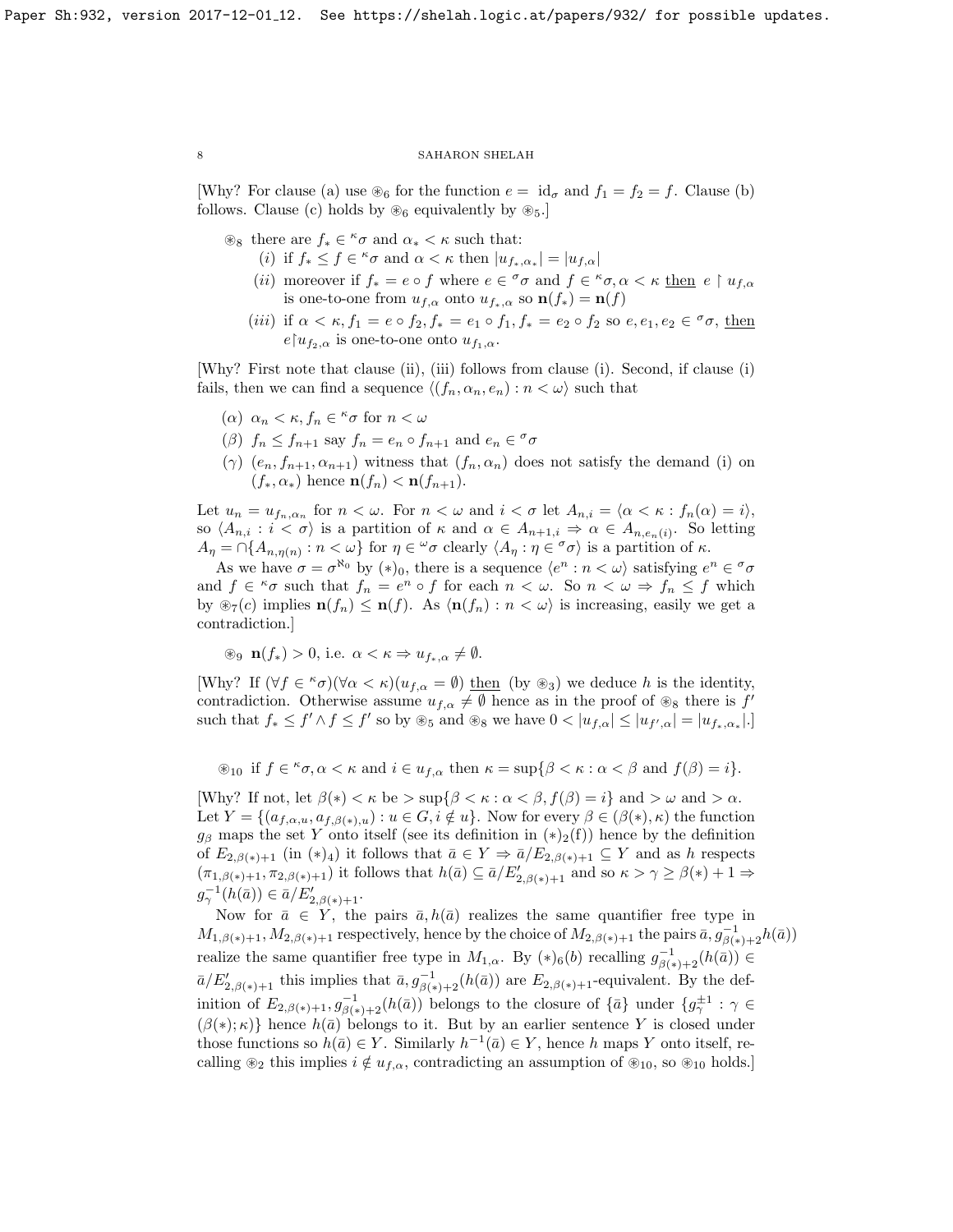[Why? For clause (a) use $\circledast_6$ for the function $e = \text{id}_\sigma$ and $f_1 = f_2 = f$. Clause (b) follows. Clause (c) holds by $\circledast_6$ equivalently by $\circledast_5$.]

- $\circledast_8$ there are $f_* \in {}^\kappa\sigma$ and $\alpha_* < \kappa$ such that:
  - $(i)$ if $f_* \le f \in {}^\kappa\sigma$ and $\alpha < \kappa$ then $|u_{f_*,\alpha_*}| = |u_{f,\alpha}|$
  - $(ii)$ moreover if $f_* = e \circ f$ where $e \in {}^\sigma\sigma$ and $f \in {}^\kappa\sigma, \alpha < \kappa$ then $e \restriction u_{f,\alpha}$ is one-to-one from $u_{f,\alpha}$ onto $u_{f_*,\alpha}$ so $\mathbf{n}(f_*) = \mathbf{n}(f)$
  - $(iii)$ if $\alpha < \kappa, f_1 = e \circ f_2, f_* = e_1 \circ f_1, f_* = e_2 \circ f_2$ so $e, e_1, e_2 \in {}^\sigma\sigma$, then $e \restriction u_{f_2,\alpha}$ is one-to-one onto $u_{f_1,\alpha}$.

[Why? First note that clause (ii), (iii) follows from clause (i). Second, if clause (i) fails, then we can find a sequence $\langle (f_n, \alpha_n, e_n) : n < \omega\rangle$ such that

- $(\alpha)$ $\alpha_n < \kappa, f_n \in {}^\kappa\sigma$ for $n < \omega$
- $(\beta)$ $f_n \le f_{n+1}$ say $f_n = e_n \circ f_{n+1}$ and $e_n \in {}^\sigma\sigma$
- $(\gamma)$ $(e_n, f_{n+1}, \alpha_{n+1})$ witness that $(f_n, \alpha_n)$ does not satisfy the demand (i) on $(f_*, \alpha_*)$ hence $\mathbf{n}(f_n) < \mathbf{n}(f_{n+1})$.

Let $u_n = u_{f_n,\alpha_n}$ for $n < \omega$. For $n < \omega$ and $i < \sigma$ let $A_{n,i} = \langle \alpha < \kappa : f_n(\alpha) = i\rangle$, so $\langle A_{n,i} : i < \sigma\rangle$ is a partition of $\kappa$ and $\alpha \in A_{n+1,i} \Rightarrow \alpha \in A_{n,e_n(i)}$. So letting $A_\eta = \cap\{A_{n,\eta(n)} : n < \omega\}$ for $\eta \in {}^\omega\sigma$ clearly $\langle A_\eta : \eta \in {}^\sigma\sigma\rangle$ is a partition of $\kappa$.

As we have $\sigma = \sigma^{\aleph_0}$ by $(*)_0$, there is a sequence $\langle e^n : n < \omega\rangle$ satisfying $e^n \in {}^\sigma\sigma$ and $f \in {}^\kappa\sigma$ such that $f_n = e^n \circ f$ for each $n < \omega$. So $n < \omega \Rightarrow f_n \le f$ which by $\circledast_7(c)$ implies $\mathbf{n}(f_n) \le \mathbf{n}(f)$. As $\langle \mathbf{n}(f_n) : n < \omega\rangle$ is increasing, easily we get a contradiction.]

- $\circledast_9$ $\mathbf{n}(f_*) > 0$, i.e. $\alpha < \kappa \Rightarrow u_{f_*,\alpha} \ne \emptyset$.

[Why? If $(\forall f \in {}^\kappa\sigma)(\forall \alpha < \kappa)(u_{f,\alpha} = \emptyset)$ then (by $\circledast_3$) we deduce $h$ is the identity, contradiction. Otherwise assume $u_{f,\alpha} \ne \emptyset$ hence as in the proof of $\circledast_8$ there is $f'$ such that $f_* \le f' \wedge f \le f'$ so by $\circledast_5$ and $\circledast_8$ we have $0 < |u_{f,\alpha}| \le |u_{f',\alpha}| = |u_{f_*,\alpha_*}|$.]

- $\circledast_{10}$ if $f \in {}^\kappa\sigma, \alpha < \kappa$ and $i \in u_{f,\alpha}$ then $\kappa = \sup\{\beta < \kappa : \alpha < \beta$ and $f(\beta) = i\}$.

[Why? If not, let $\beta(*) < \kappa$ be $> \sup\{\beta < \kappa : \alpha < \beta, f(\beta) = i\}$ and $> \omega$ and $> \alpha$. Let $Y = \{(a_{f,\alpha,u}, a_{f,\beta(*),u}) : u \in G, i \notin u\}$. Now for every $\beta \in (\beta(*), \kappa)$ the function $g_\beta$ maps the set $Y$ onto itself (see its definition in $(*)_2(\text{f})$) hence by the definition of $E_{2,\beta(*)+1}$ (in $(*)_4$) it follows that $\bar{a} \in Y \Rightarrow \bar{a}/E_{2,\beta(*)+1} \subseteq Y$ and as $h$ respects $(\pi_{1,\beta(*)+1}, \pi_{2,\beta(*)+1})$ it follows that $h(\bar{a}) \subseteq \bar{a}/E'_{2,\beta(*)+1}$ and so $\kappa > \gamma \ge \beta(*) + 1 \Rightarrow g^{-1}_\gamma(h(\bar{a})) \in \bar{a}/E'_{2,\beta(*)+1}$.

Now for $\bar{a} \in Y$, the pairs $\bar{a}, h(\bar{a})$ realizes the same quantifier free type in $M_{1,\beta(*)+1}, M_{2,\beta(*)+1}$ respectively, hence by the choice of $M_{2,\beta(*)+1}$ the pairs $\bar{a}, g^{-1}_{\beta(*)+2}h(\bar{a}))$ realize the same quantifier free type in $M_{1,\alpha}$. By $(*)_6(b)$ recalling $g^{-1}_{\beta(*)+2}(h(\bar{a})) \in \bar{a}/E'_{2,\beta(*)+1}$ this implies that $\bar{a}, g^{-1}_{\beta(*)+2}(h(\bar{a}))$ are $E_{2,\beta(*)+1}$-equivalent. By the definition of $E_{2,\beta(*)+1}, g^{-1}_{\beta(*)+2}(h(\bar{a}))$ belongs to the closure of $\{\bar{a}\}$ under $\{g^{\pm 1}_\gamma : \gamma \in (\beta(*);\kappa)\}$ hence $h(\bar{a})$ belongs to it. But by an earlier sentence $Y$ is closed under those functions so $h(\bar{a}) \in Y$. Similarly $h^{-1}(\bar{a}) \in Y$, hence $h$ maps $Y$ onto itself, recalling $\circledast_2$ this implies $i \notin u_{f,\alpha}$, contradicting an assumption of $\circledast_{10}$, so $\circledast_{10}$ holds.]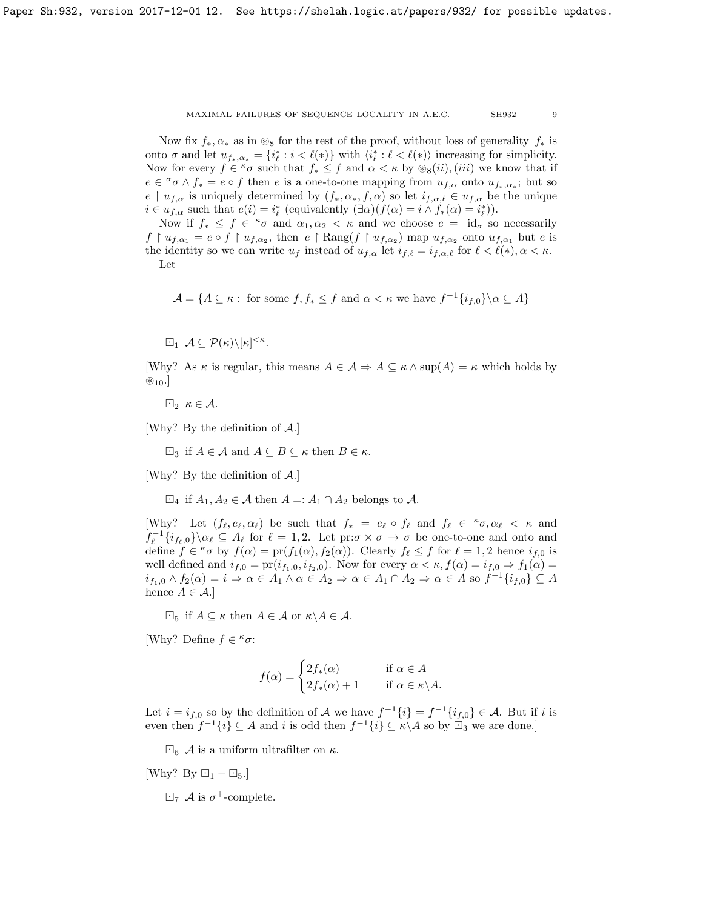Now fix $f_*, \alpha_*$ as in $\circledast_8$ for the rest of the proof, without loss of generality $f_*$ is onto $\sigma$ and let $u_{f_*,\alpha_*} = \{i^*_\ell : i < \ell(*)\}$ with $\langle i^*_\ell : \ell < \ell(*)\rangle$ increasing for simplicity. Now for every $f \in {}^\kappa\sigma$ such that $f_* \le f$ and $\alpha < \kappa$ by $\circledast_8(ii),(iii)$ we know that if $e \in {}^\sigma\sigma \wedge f_* = e \circ f$ then $e$ is a one-to-one mapping from $u_{f,\alpha}$ onto $u_{f_*,\alpha_*}$; but so $e \restriction u_{f,\alpha}$ is uniquely determined by $(f_*, \alpha_*, f, \alpha)$ so let $i_{f,\alpha,\ell} \in u_{f,\alpha}$ be the unique $i \in u_{f,\alpha}$ such that $e(i) = i^*_\ell$ (equivalently $(\exists \alpha)(f(\alpha) = i \wedge f_*(\alpha) = i^*_\ell)$).

Now if $f_* \le f \in {}^\kappa\sigma$ and $\alpha_1, \alpha_2 < \kappa$ and we choose $e = \mathrm{id}_\sigma$ so necessarily $f \restriction u_{f,\alpha_1} = e \circ f \restriction u_{f,\alpha_2}$, <u>then</u> $e \restriction \mathrm{Rang}(f \restriction u_{f,\alpha_2})$ map $u_{f,\alpha_2}$ onto $u_{f,\alpha_1}$ but $e$ is the identity so we can write $u_f$ instead of $u_{f,\alpha}$ let $i_{f,\ell} = i_{f,\alpha,\ell}$ for $\ell < \ell(*), \alpha < \kappa$.

Let

$$\mathcal{A} = \{A \subseteq \kappa : \text{ for some } f, f_* \le f \text{ and } \alpha < \kappa \text{ we have } f^{-1}\{i_{f,0}\} \backslash \alpha \subseteq A\}$$

$\boxdot_1$ $\mathcal{A} \subseteq \mathcal{P}(\kappa) \backslash [\kappa]^{<\kappa}$.

[Why? As $\kappa$ is regular, this means $A \in \mathcal{A} \Rightarrow A \subseteq \kappa \wedge \sup(A) = \kappa$ which holds by $\circledast_{10}$.]

$\boxdot_2$ $\kappa \in \mathcal{A}$.

[Why? By the definition of $\mathcal{A}$.]

$\boxdot_3$ if $A \in \mathcal{A}$ and $A \subseteq B \subseteq \kappa$ then $B \in \kappa$.

[Why? By the definition of $\mathcal{A}$.]

$\boxdot_4$ if $A_1, A_2 \in \mathcal{A}$ then $A =: A_1 \cap A_2$ belongs to $\mathcal{A}$.

[Why? Let $(f_\ell, e_\ell, \alpha_\ell)$ be such that $f_* = e_\ell \circ f_\ell$ and $f_\ell \in {}^\kappa\sigma, \alpha_\ell < \kappa$ and $f_\ell^{-1}\{i_{f_\ell,0}\} \backslash \alpha_\ell \subseteq A_\ell$ for $\ell = 1, 2$. Let $\mathrm{pr}: \sigma \times \sigma \to \sigma$ be one-to-one and onto and define $f \in {}^\kappa\sigma$ by $f(\alpha) = \mathrm{pr}(f_1(\alpha), f_2(\alpha))$. Clearly $f_\ell \le f$ for $\ell = 1, 2$ hence $i_{f,0}$ is well defined and $i_{f,0} = \mathrm{pr}(i_{f_1,0}, i_{f_2,0})$. Now for every $\alpha < \kappa, f(\alpha) = i_{f,0} \Rightarrow f_1(\alpha) = i_{f_1,0} \wedge f_2(\alpha) = i \Rightarrow \alpha \in A_1 \wedge \alpha \in A_2 \Rightarrow \alpha \in A_1 \cap A_2 \Rightarrow \alpha \in A$ so $f^{-1}\{i_{f,0}\} \subseteq A$ hence $A \in \mathcal{A}$.]

$\boxdot_5$ if $A \subseteq \kappa$ then $A \in \mathcal{A}$ or $\kappa \backslash A \in \mathcal{A}$.

[Why? Define $f \in {}^\kappa\sigma$:

$$f(\alpha) = \begin{cases} 2f_*(\alpha) & \text{if } \alpha \in A \\ 2f_*(\alpha) + 1 & \text{if } \alpha \in \kappa \backslash A. \end{cases}$$

Let $i = i_{f,0}$ so by the definition of $\mathcal{A}$ we have $f^{-1}\{i\} = f^{-1}\{i_{f,0}\} \in \mathcal{A}$. But if $i$ is even then $f^{-1}\{i\} \subseteq A$ and $i$ is odd then $f^{-1}\{i\} \subseteq \kappa \backslash A$ so by $\boxdot_3$ we are done.]

$\boxdot_6$ $\mathcal{A}$ is a uniform ultrafilter on $\kappa$.

[Why? By $\boxdot_1 - \boxdot_5$.]

$\boxdot_7$ $\mathcal{A}$ is $\sigma^+$-complete.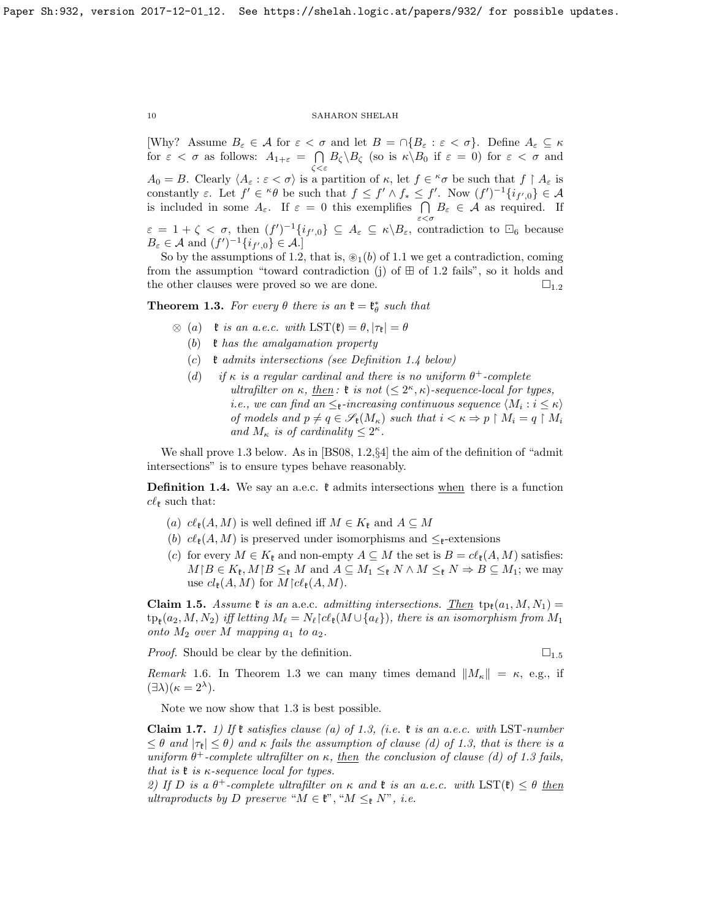[Why? Assume $B_\varepsilon \in \mathcal{A}$ for $\varepsilon < \sigma$ and let $B = \cap\{B_\varepsilon : \varepsilon < \sigma\}$. Define $A_\varepsilon \subseteq \kappa$ for $\varepsilon < \sigma$ as follows: $A_{1+\varepsilon} = \bigcap\limits_{\zeta<\varepsilon} B_\zeta \backslash B_\zeta$ (so is $\kappa \backslash B_0$ if $\varepsilon = 0$) for $\varepsilon < \sigma$ and $A_0 = B$. Clearly $\langle A_\varepsilon : \varepsilon < \sigma\rangle$ is a partition of $\kappa$, let $f \in {}^\kappa\sigma$ be such that $f \restriction A_\varepsilon$ is constantly $\varepsilon$. Let $f' \in {}^\kappa\theta$ be such that $f \leq f' \wedge f_* \leq f'$. Now $(f')^{-1}\{i_{f',0}\} \in \mathcal{A}$ is included in some $A_\varepsilon$. If $\varepsilon = 0$ this exemplifies $\bigcap\limits_{\varepsilon<\sigma} B_\varepsilon \in \mathcal{A}$ as required. If $\varepsilon = 1 + \zeta < \sigma$, then $(f')^{-1}\{i_{f',0}\} \subseteq A_\varepsilon \subseteq \kappa \backslash B_\varepsilon$, contradiction to $\boxdot_6$ because $B_\varepsilon \in \mathcal{A}$ and $(f')^{-1}\{i_{f',0}\} \in \mathcal{A}$.]

So by the assumptions of 1.2, that is, $\circledast_1(b)$ of 1.1 we get a contradiction, coming from the assumption "toward contradiction (j) of $\boxplus$ of 1.2 fails", so it holds and the other clauses were proved so we are done. $\square_{1.2}$

**Theorem 1.3.** *For every $\theta$ there is an $\mathfrak{k} = \mathfrak{k}^*_\theta$ such that*

$\otimes$ (a) *$\mathfrak{k}$ is an a.e.c. with $\mathrm{LST}(\mathfrak{k}) = \theta, |\tau_\mathfrak{k}| = \theta$*

(b) *$\mathfrak{k}$ has the amalgamation property*

(c) *$\mathfrak{k}$ admits intersections (see Definition 1.4 below)*

(d) *if $\kappa$ is a regular cardinal and there is no uniform $\theta^+$-complete ultrafilter on $\kappa$, <u>then</u>: $\mathfrak{k}$ is not $(\leq 2^\kappa, \kappa)$-sequence-local for types, i.e., we can find an $\leq_\mathfrak{k}$-increasing continuous sequence $\langle M_i : i \leq \kappa\rangle$ of models and $p \neq q \in \mathscr{S}_\mathfrak{k}(M_\kappa)$ such that $i < \kappa \Rightarrow p \restriction M_i = q \restriction M_i$ and $M_\kappa$ is of cardinality $\leq 2^\kappa$.*

We shall prove 1.3 below. As in [BS08, 1.2,§4] the aim of the definition of "admit intersections" is to ensure types behave reasonably.

**Definition 1.4.** We say an a.e.c. $\mathfrak{k}$ admits intersections <u>when</u> there is a function $c\ell_\mathfrak{k}$ such that:

(a) $c\ell_\mathfrak{k}(A, M)$ is well defined iff $M \in K_\mathfrak{k}$ and $A \subseteq M$

(b) $c\ell_\mathfrak{k}(A, M)$ is preserved under isomorphisms and $\leq_\mathfrak{k}$-extensions

(c) for every $M \in K_\mathfrak{k}$ and non-empty $A \subseteq M$ the set is $B = c\ell_\mathfrak{k}(A, M)$ satisfies: $M{\restriction}B \in K_\mathfrak{k}, M{\restriction}B \leq_\mathfrak{k} M$ and $A \subseteq M_1 \leq_\mathfrak{k} N \wedge M \leq_\mathfrak{k} N \Rightarrow B \subseteq M_1$; we may use $cl_\mathfrak{k}(A, M)$ for $M{\restriction}c\ell_\mathfrak{k}(A, M)$.

**Claim 1.5.** *Assume $\mathfrak{k}$ is an a.e.c. admitting intersections. <u>Then</u> $\mathrm{tp}_\mathfrak{k}(a_1, M, N_1) = \mathrm{tp}_\mathfrak{k}(a_2, M, N_2)$ iff letting $M_\ell = N_\ell{\restriction}c\ell_\mathfrak{k}(M \cup \{a_\ell\})$, there is an isomorphism from $M_1$ onto $M_2$ over $M$ mapping $a_1$ to $a_2$.*

*Proof.* Should be clear by the definition. $\square_{1.5}$

*Remark* 1.6. In Theorem 1.3 we can many times demand $\|M_\kappa\| = \kappa$, e.g., if $(\exists\lambda)(\kappa = 2^\lambda)$.

Note we now show that 1.3 is best possible.

**Claim 1.7.** *1) If $\mathfrak{k}$ satisfies clause (a) of 1.3, (i.e. $\mathfrak{k}$ is an a.e.c. with LST-number $\leq \theta$ and $|\tau_\mathfrak{k}| \leq \theta$) and $\kappa$ fails the assumption of clause (d) of 1.3, that is there is a uniform $\theta^+$-complete ultrafilter on $\kappa$, <u>then</u> the conclusion of clause (d) of 1.3 fails, that is $\mathfrak{k}$ is $\kappa$-sequence local for types.*
*2) If $D$ is a $\theta^+$-complete ultrafilter on $\kappa$ and $\mathfrak{k}$ is an a.e.c. with $\mathrm{LST}(\mathfrak{k}) \leq \theta$ <u>then</u> ultraproducts by $D$ preserve "$M \in \mathfrak{k}$", "$M \leq_\mathfrak{k} N$", i.e.*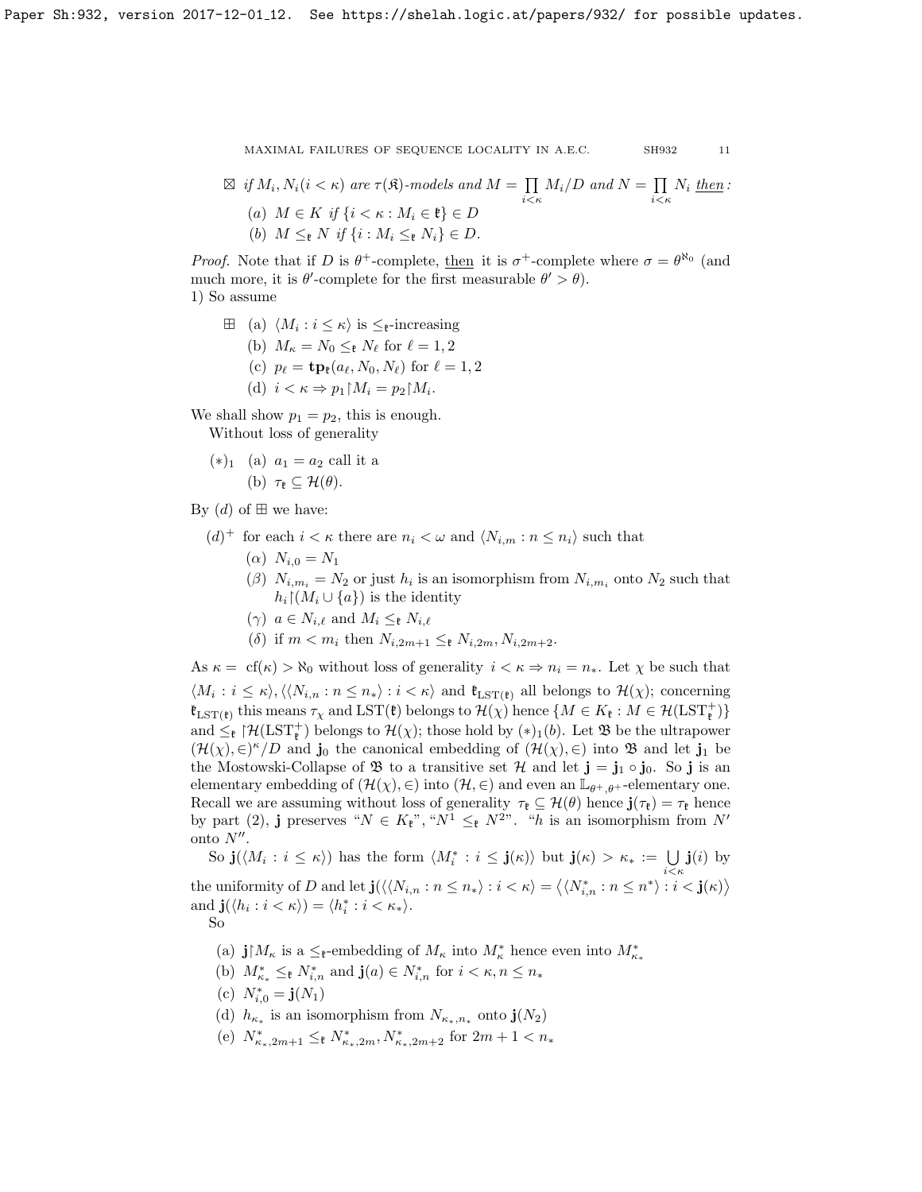$\boxtimes$ *if $M_i, N_i (i < \kappa)$ are $\tau(\mathfrak{K})$-models and $M = \prod_{i<\kappa} M_i/D$ and $N = \prod_{i<\kappa} N_i$ then:*

(a) $M \in K$ *if* $\{i < \kappa : M_i \in \mathfrak{k}\} \in D$

(b) $M \leq_{\mathfrak{k}} N$ *if* $\{i : M_i \leq_{\mathfrak{k}} N_i\} \in D$.

*Proof.* Note that if $D$ is $\theta^+$-complete, then it is $\sigma^+$-complete where $\sigma = \theta^{\aleph_0}$ (and much more, it is $\theta'$-complete for the first measurable $\theta' > \theta$).

1) So assume

$\boxplus$ (a) $\langle M_i : i \leq \kappa\rangle$ is $\leq_{\mathfrak{k}}$-increasing

(b) $M_\kappa = N_0 \leq_{\mathfrak{k}} N_\ell$ for $\ell = 1, 2$

(c) $p_\ell = \mathbf{tp}_{\mathfrak{k}}(a_\ell, N_0, N_\ell)$ for $\ell = 1, 2$

(d) $i < \kappa \Rightarrow p_1 {\restriction} M_i = p_2 {\restriction} M_i$.

We shall show $p_1 = p_2$, this is enough.

Without loss of generality

$(*)_1$ (a) $a_1 = a_2$ call it a

(b) $\tau_{\mathfrak{k}} \subseteq \mathcal{H}(\theta)$.

By $(d)$ of $\boxplus$ we have:

$(d)^+$ for each $i < \kappa$ there are $n_i < \omega$ and $\langle N_{i,m} : n \leq n_i\rangle$ such that

($\alpha$) $N_{i,0} = N_1$

($\beta$) $N_{i,m_i} = N_2$ or just $h_i$ is an isomorphism from $N_{i,m_i}$ onto $N_2$ such that $h_i {\restriction} (M_i \cup \{a\})$ is the identity

($\gamma$) $a \in N_{i,\ell}$ and $M_i \leq_{\mathfrak{k}} N_{i,\ell}$

($\delta$) if $m < m_i$ then $N_{i,2m+1} \leq_{\mathfrak{k}} N_{i,2m}, N_{i,2m+2}$.

As $\kappa = \text{cf}(\kappa) > \aleph_0$ without loss of generality $i < \kappa \Rightarrow n_i = n_*$. Let $\chi$ be such that $\langle M_i : i \leq \kappa\rangle, \langle\langle N_{i,n} : n \leq n_*\rangle : i < \kappa\rangle$ and $\mathfrak{k}_{\text{LST}(\mathfrak{k})}$ all belongs to $\mathcal{H}(\chi)$; concerning $\mathfrak{k}_{\text{LST}(\mathfrak{k})}$ this means $\tau_\chi$ and $\text{LST}(\mathfrak{k})$ belongs to $\mathcal{H}(\chi)$ hence $\{M \in K_{\mathfrak{k}} : M \in \mathcal{H}(\text{LST}^+_{\mathfrak{k}})\}$ and $\leq_{\mathfrak{k}} {\restriction} \mathcal{H}(\text{LST}^+_{\mathfrak{k}})$ belongs to $\mathcal{H}(\chi)$; those hold by $(*)_1(b)$. Let $\mathfrak{B}$ be the ultrapower $(\mathcal{H}(\chi), \in)^\kappa/D$ and $\mathbf{j}_0$ the canonical embedding of $(\mathcal{H}(\chi), \in)$ into $\mathfrak{B}$ and let $\mathbf{j}_1$ be the Mostowski-Collapse of $\mathfrak{B}$ to a transitive set $\mathcal{H}$ and let $\mathbf{j} = \mathbf{j}_1 \circ \mathbf{j}_0$. So $\mathbf{j}$ is an elementary embedding of $(\mathcal{H}(\chi), \in)$ into $(\mathcal{H}, \in)$ and even an $\mathbb{L}_{\theta^+,\theta^+}$-elementary one. Recall we are assuming without loss of generality $\tau_{\mathfrak{k}} \subseteq \mathcal{H}(\theta)$ hence $\mathbf{j}(\tau_{\mathfrak{k}}) = \tau_{\mathfrak{k}}$ hence by part (2), $\mathbf{j}$ preserves "$N \in K_{\mathfrak{k}}$", "$N^1 \leq_{\mathfrak{k}} N^2$". "$h$ is an isomorphism from $N'$ onto $N''$.

So $\mathbf{j}(\langle M_i : i \leq \kappa\rangle)$ has the form $\langle M^*_i : i \leq \mathbf{j}(\kappa)\rangle$ but $\mathbf{j}(\kappa) > \kappa_* := \bigcup_{i<\kappa} \mathbf{j}(i)$ by the uniformity of $D$ and let $\mathbf{j}(\langle\langle N_{i,n} : n \leq n_*\rangle : i < \kappa\rangle = \langle\langle N^*_{i,n} : n \leq n^*\rangle : i < \mathbf{j}(\kappa)\rangle$ and $\mathbf{j}(\langle h_i : i < \kappa\rangle) = \langle h^*_i : i < \kappa_*\rangle$.

So

(a) $\mathbf{j} {\restriction} M_\kappa$ is a $\leq_{\mathfrak{k}}$-embedding of $M_\kappa$ into $M^*_\kappa$ hence even into $M^*_{\kappa_*}$

(b) $M^*_{\kappa_*} \leq_{\mathfrak{k}} N^*_{i,n}$ and $\mathbf{j}(a) \in N^*_{i,n}$ for $i < \kappa, n \leq n_*$

(c) $N^*_{i,0} = \mathbf{j}(N_1)$

(d) $h_{\kappa_*}$ is an isomorphism from $N_{\kappa_*,n_*}$ onto $\mathbf{j}(N_2)$

(e) $N^*_{\kappa_*,2m+1} \leq_{\mathfrak{k}} N^*_{\kappa_*,2m}, N^*_{\kappa_*,2m+2}$ for $2m+1 < n_*$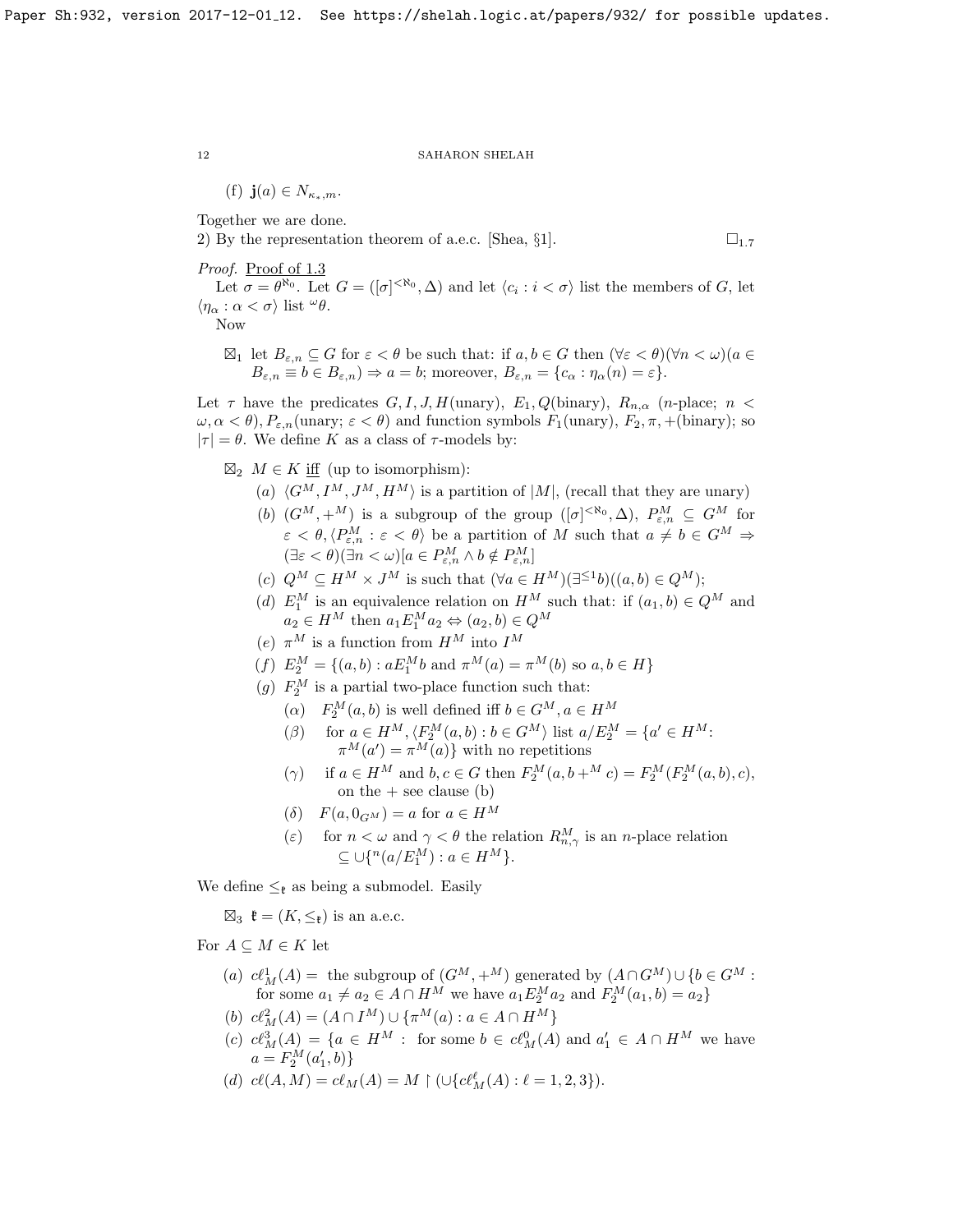(f) $\mathbf{j}(a) \in N_{\kappa_*,m}$.

Together we are done.

2) By the representation theorem of a.e.c. [Shea, §1]. $\square_{1.7}$

*Proof.* Proof of 1.3

Let $\sigma = \theta^{\aleph_0}$. Let $G = ([\sigma]^{<\aleph_0}, \Delta)$ and let $\langle c_i : i < \sigma\rangle$ list the members of $G$, let $\langle \eta_\alpha : \alpha < \sigma\rangle$ list ${}^\omega\theta$.

Now

$\boxtimes_1$ let $B_{\varepsilon,n} \subseteq G$ for $\varepsilon < \theta$ be such that: if $a, b \in G$ then $(\forall \varepsilon < \theta)(\forall n < \omega)(a \in B_{\varepsilon,n} \equiv b \in B_{\varepsilon,n}) \Rightarrow a = b$; moreover, $B_{\varepsilon,n} = \{c_\alpha : \eta_\alpha(n) = \varepsilon\}$.

Let $\tau$ have the predicates $G, I, J, H$(unary), $E_1, Q$(binary), $R_{n,\alpha}$ ($n$-place; $n < \omega, \alpha < \theta$), $P_{\varepsilon,n}$(unary; $\varepsilon < \theta$) and function symbols $F_1$(unary), $F_2, \pi, +$(binary); so $|\tau| = \theta$. We define $K$ as a class of $\tau$-models by:

$\boxtimes_2$ $M \in K$ iff (up to isomorphism):

- $(a)$ $\langle G^M, I^M, J^M, H^M\rangle$ is a partition of $|M|$, (recall that they are unary)
- $(b)$ $(G^M, +^M)$ is a subgroup of the group $([\sigma]^{<\aleph_0}, \Delta)$, $P^M_{\varepsilon,n} \subseteq G^M$ for $\varepsilon < \theta, \langle P^M_{\varepsilon,n} : \varepsilon < \theta\rangle$ be a partition of $M$ such that $a \neq b \in G^M \Rightarrow (\exists \varepsilon < \theta)(\exists n < \omega)[a \in P^M_{\varepsilon,n} \wedge b \notin P^M_{\varepsilon,n}]$
- $(c)$ $Q^M \subseteq H^M \times J^M$ is such that $(\forall a \in H^M)(\exists^{\leq 1} b)((a,b) \in Q^M)$;
- $(d)$ $E^M_1$ is an equivalence relation on $H^M$ such that: if $(a_1, b) \in Q^M$ and $a_2 \in H^M$ then $a_1 E^M_1 a_2 \Leftrightarrow (a_2, b) \in Q^M$
- $(e)$ $\pi^M$ is a function from $H^M$ into $I^M$
- $(f)$ $E^M_2 = \{(a,b) : a E^M_1 b$ and $\pi^M(a) = \pi^M(b)$ so $a, b \in H\}$
- $(g)$ $F^M_2$ is a partial two-place function such that:
  - $(\alpha)$ $F^M_2(a,b)$ is well defined iff $b \in G^M, a \in H^M$
  - $(\beta)$ for $a \in H^M$, $\langle F^M_2(a,b) : b \in G^M\rangle$ list $a/E^M_2 = \{a' \in H^M$: $\pi^M(a') = \pi^M(a)\}$ with no repetitions
  - $(\gamma)$ if $a \in H^M$ and $b, c \in G$ then $F^M_2(a, b +^M c) = F^M_2(F^M_2(a,b), c)$, on the + see clause (b)
  - $(\delta)$ $F(a, 0_{G^M}) = a$ for $a \in H^M$
  - $(\varepsilon)$ for $n < \omega$ and $\gamma < \theta$ the relation $R^M_{n,\gamma}$ is an $n$-place relation $\subseteq \cup\{{}^n(a/E^M_1) : a \in H^M\}$.

We define $\leq_{\mathfrak{k}}$ as being a submodel. Easily

$\boxtimes_3$ $\mathfrak{k} = (K, \leq_{\mathfrak{k}})$ is an a.e.c.

For $A \subseteq M \in K$ let

- $(a)$ $c\ell^1_M(A) =$ the subgroup of $(G^M, +^M)$ generated by $(A \cap G^M) \cup \{b \in G^M :$ for some $a_1 \neq a_2 \in A \cap H^M$ we have $a_1 E^M_2 a_2$ and $F^M_2(a_1, b) = a_2\}$
- $(b)$ $c\ell^2_M(A) = (A \cap I^M) \cup \{\pi^M(a) : a \in A \cap H^M\}$
- $(c)$ $c\ell^3_M(A) = \{a \in H^M :$ for some $b \in c\ell^0_M(A)$ and $a'_1 \in A \cap H^M$ we have $a = F^M_2(a'_1, b)\}$
- $(d)$ $c\ell(A, M) = c\ell_M(A) = M \restriction (\cup\{c\ell^\ell_M(A) : \ell = 1, 2, 3\})$.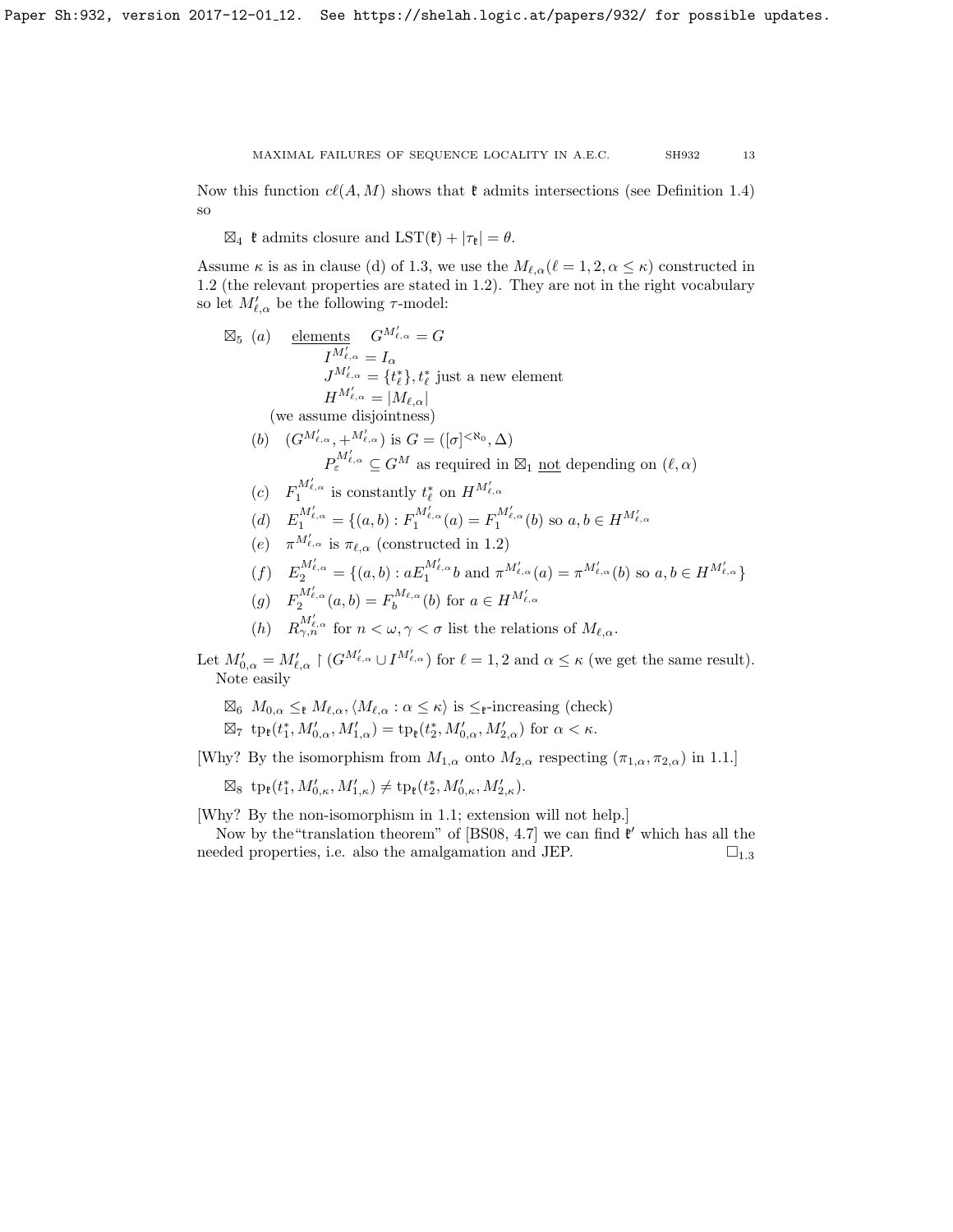Now this function $c\ell(A, M)$ shows that $\mathfrak{k}$ admits intersections (see Definition 1.4) so

$\boxtimes_4$ $\mathfrak{k}$ admits closure and $\mathrm{LST}(\mathfrak{k}) + |\tau_{\mathfrak{k}}| = \theta$.

Assume $\kappa$ is as in clause (d) of 1.3, we use the $M_{\ell,\alpha}(\ell = 1, 2, \alpha \le \kappa)$ constructed in 1.2 (the relevant properties are stated in 1.2). They are not in the right vocabulary so let $M'_{\ell,\alpha}$ be the following $\tau$-model:

$\boxtimes_5$ (a) <u>elements</u> $G^{M'_{\ell,\alpha}} = G$
$I^{M'_{\ell,\alpha}} = I_\alpha$
$J^{M'_{\ell,\alpha}} = \{t^*_\ell\}, t^*_\ell$ just a new element
$H^{M'_{\ell,\alpha}} = |M_{\ell,\alpha}|$
(we assume disjointness)

(b) $(G^{M'_{\ell,\alpha}}, +^{M'_{\ell,\alpha}})$ is $G = ([\sigma]^{<\aleph_0}, \Delta)$
$P^{M'_{\ell,\alpha}}_\varepsilon \subseteq G^M$ as required in $\boxtimes_1$ <u>not</u> depending on $(\ell, \alpha)$

(c) $F^{M'_{\ell,\alpha}}_1$ is constantly $t^*_\ell$ on $H^{M'_{\ell,\alpha}}$

(d) $E^{M'_{\ell,\alpha}}_1 = \{(a, b) : F^{M'_{\ell,\alpha}}_1(a) = F^{M'_{\ell,\alpha}}_1(b)$ so $a, b \in H^{M'_{\ell,\alpha}}$

(e) $\pi^{M'_{\ell,\alpha}}$ is $\pi_{\ell,\alpha}$ (constructed in 1.2)

(f) $E^{M'_{\ell,\alpha}}_2 = \{(a, b) : aE^{M'_{\ell,\alpha}}_1 b$ and $\pi^{M'_{\ell,\alpha}}(a) = \pi^{M'_{\ell,\alpha}}(b)$ so $a, b \in H^{M'_{\ell,\alpha}}\}$

(g) $F^{M'_{\ell,\alpha}}_2(a, b) = F^{M_{\ell,\alpha}}_b(b)$ for $a \in H^{M'_{\ell,\alpha}}$

(h) $R^{M'_{\ell,\alpha}}_{\gamma,n}$ for $n < \omega, \gamma < \sigma$ list the relations of $M_{\ell,\alpha}$.

Let $M'_{0,\alpha} = M'_{\ell,\alpha} \restriction (G^{M'_{\ell,\alpha}} \cup I^{M'_{\ell,\alpha}})$ for $\ell = 1, 2$ and $\alpha \le \kappa$ (we get the same result).
Note easily

$\boxtimes_6$ $M_{0,\alpha} \le_{\mathfrak{k}} M_{\ell,\alpha}, \langle M_{\ell,\alpha} : \alpha \le \kappa\rangle$ is $\le_{\mathfrak{k}}$-increasing (check)

$\boxtimes_7$ $\mathrm{tp}_{\mathfrak{k}}(t^*_1, M'_{0,\alpha}, M'_{1,\alpha}) = \mathrm{tp}_{\mathfrak{k}}(t^*_2, M'_{0,\alpha}, M'_{2,\alpha})$ for $\alpha < \kappa$.

[Why? By the isomorphism from $M_{1,\alpha}$ onto $M_{2,\alpha}$ respecting $(\pi_{1,\alpha}, \pi_{2,\alpha})$ in 1.1.]

$\boxtimes_8$ $\mathrm{tp}_{\mathfrak{k}}(t^*_1, M'_{0,\kappa}, M'_{1,\kappa}) \ne \mathrm{tp}_{\mathfrak{k}}(t^*_2, M'_{0,\kappa}, M'_{2,\kappa})$.

[Why? By the non-isomorphism in 1.1; extension will not help.]

Now by the "translation theorem" of [BS08, 4.7] we can find $\mathfrak{k}'$ which has all the needed properties, i.e. also the amalgamation and JEP. $\square_{1.3}$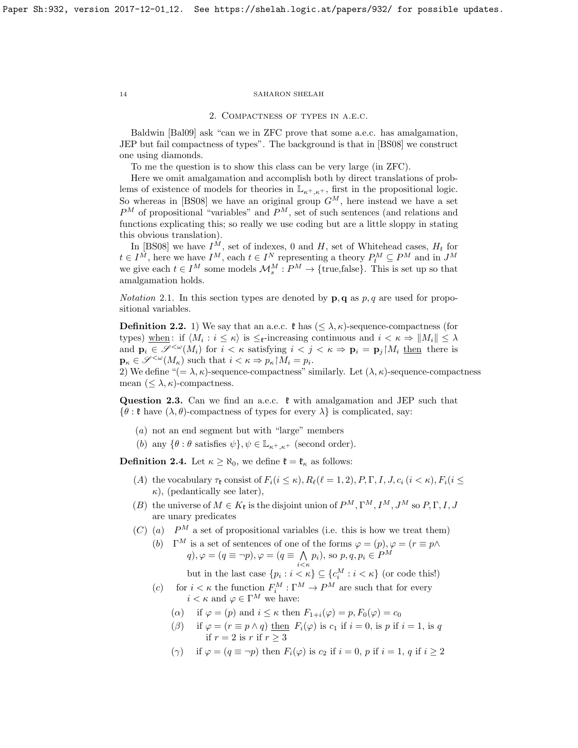## 2. Compactness of types in a.e.c.

Baldwin [Bal09] ask "can we in ZFC prove that some a.e.c. has amalgamation, JEP but fail compactness of types". The background is that in [BS08] we construct one using diamonds.

To me the question is to show this class can be very large (in ZFC).

Here we omit amalgamation and accomplish both by direct translations of problems of existence of models for theories in $\mathbb{L}_{\kappa^+,\kappa^+}$, first in the propositional logic. So whereas in [BS08] we have an original group $G^M$, here instead we have a set $P^M$ of propositional "variables" and $P^M$, set of such sentences (and relations and functions explicating this; so really we use coding but are a little sloppy in stating this obvious translation).

In [BS08] we have $I^M$, set of indexes, 0 and $H$, set of Whitehead cases, $H_t$ for $t \in I^M$, here we have $I^M$, each $t \in I^N$ representing a theory $P^M_t \subseteq P^M$ and in $J^M$ we give each $t \in I^M$ some models $\mathcal{M}^M_s : P^M \to \{\text{true,false}\}$. This is set up so that amalgamation holds.

*Notation* 2.1. In this section types are denoted by $\mathbf{p}, \mathbf{q}$ as $p, q$ are used for propositional variables.

**Definition 2.2.** 1) We say that an a.e.c. $\mathfrak{k}$ has $(\leq \lambda, \kappa)$-sequence-compactness (for types) when: if $\langle M_i : i \leq \kappa \rangle$ is $\leq_{\mathfrak{k}}$-increasing continuous and $i < \kappa \Rightarrow \|M_i\| \leq \lambda$ and $\mathbf{p}_i \in \mathscr{S}^{<\omega}(M_i)$ for $i < \kappa$ satisfying $i < j < \kappa \Rightarrow \mathbf{p}_i = \mathbf{p}_j {\restriction} M_i$ then there is $\mathbf{p}_\kappa \in \mathscr{S}^{<\omega}(M_\kappa)$ such that $i < \kappa \Rightarrow p_\kappa {\restriction} M_i = p_i$.
2) We define "$(= \lambda, \kappa)$-sequence-compactness" similarly. Let $(\lambda, \kappa)$-sequence-compactness mean $(\leq \lambda, \kappa)$-compactness.

**Question 2.3.** Can we find an a.e.c. $\mathfrak{k}$ with amalgamation and JEP such that $\{\theta : \mathfrak{k} \text{ have } (\lambda, \theta)\text{-compactness of types for every } \lambda\}$ is complicated, say:

- $(a)$ not an end segment but with "large" members
- $(b)$ any $\{\theta : \theta \text{ satisfies } \psi\}, \psi \in \mathbb{L}_{\kappa^+,\kappa^+}$ (second order).

**Definition 2.4.** Let $\kappa \geq \aleph_0$, we define $\mathfrak{k} = \mathfrak{k}_\kappa$ as follows:

- $(A)$ the vocabulary $\tau_{\mathfrak{k}}$ consist of $F_i (i \leq \kappa), R_\ell (\ell = 1, 2), P, \Gamma, I, J, c_i \ (i < \kappa), F_i (i \leq \kappa)$, (pedantically see later),
- $(B)$ the universe of $M \in K_{\mathfrak{k}}$ is the disjoint union of $P^M, \Gamma^M, I^M, J^M$ so $P, \Gamma, I, J$ are unary predicates
- $(C)$ $(a)$ $P^M$ a set of propositional variables (i.e. this is how we treat them)
  - $(b)$ $\Gamma^M$ is a set of sentences of one of the forms $\varphi = (p), \varphi = (r \equiv p \wedge q), \varphi = (q \equiv \neg p), \varphi = (q \equiv \bigwedge_{i<\kappa} p_i)$, so $p, q, p_i \in P^M$

    but in the last case $\{p_i : i < \kappa\} \subseteq \{c^M_i : i < \kappa\}$ (or code this!)
  - $(c)$ for $i < \kappa$ the function $F^M_i : \Gamma^M \to P^M$ are such that for every $i < \kappa$ and $\varphi \in \Gamma^M$ we have:
    - $(\alpha)$ if $\varphi = (p)$ and $i \leq \kappa$ then $F_{1+i}(\varphi) = p, F_0(\varphi) = c_0$
    - $(\beta)$ if $\varphi = (r \equiv p \wedge q)$ then $F_i(\varphi)$ is $c_1$ if $i = 0$, is $p$ if $i = 1$, is $q$ if $r = 2$ is $r$ if $r \geq 3$
    - $(\gamma)$ if $\varphi = (q \equiv \neg p)$ then $F_i(\varphi)$ is $c_2$ if $i = 0$, $p$ if $i = 1$, $q$ if $i \geq 2$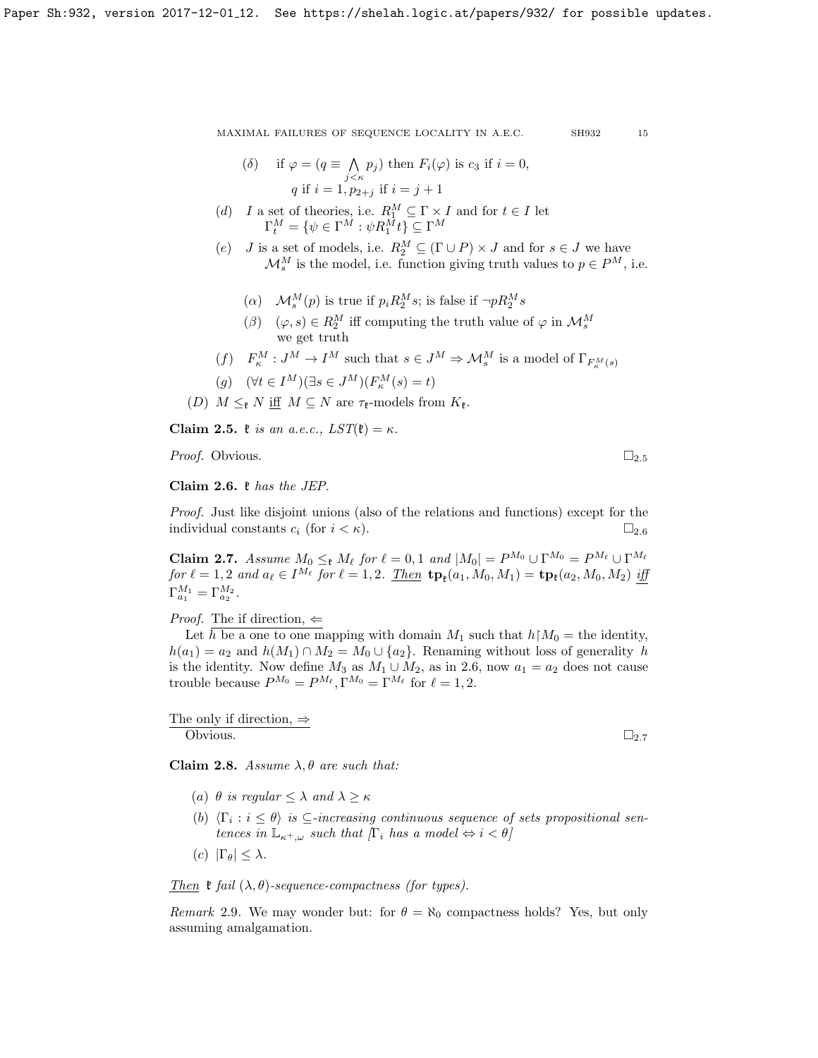($\delta$) if $\varphi = (q \equiv \bigwedge_{j<\kappa} p_j)$ then $F_i(\varphi)$ is $c_3$ if $i = 0$, $q$ if $i = 1, p_{2+j}$ if $i = j + 1$

(d) $I$ a set of theories, i.e. $R_1^M \subseteq \Gamma \times I$ and for $t \in I$ let $\Gamma_t^M = \{\psi \in \Gamma^M : \psi R_1^M t\} \subseteq \Gamma^M$

(e) $J$ is a set of models, i.e. $R_2^M \subseteq (\Gamma \cup P) \times J$ and for $s \in J$ we have $\mathcal{M}_s^M$ is the model, i.e. function giving truth values to $p \in P^M$, i.e.

($\alpha$) $\mathcal{M}_s^M(p)$ is true if $p_i R_2^M s$; is false if $\neg p R_2^M s$

($\beta$) $(\varphi, s) \in R_2^M$ iff computing the truth value of $\varphi$ in $\mathcal{M}_s^M$ we get truth

(f) $F_\kappa^M : J^M \to I^M$ such that $s \in J^M \Rightarrow \mathcal{M}_s^M$ is a model of $\Gamma_{F_\kappa^M(s)}$

(g) $(\forall t \in I^M)(\exists s \in J^M)(F_\kappa^M(s) = t)$

(D) $M \leq_{\mathfrak{k}} N$ iff $M \subseteq N$ are $\tau_{\mathfrak{k}}$-models from $K_{\mathfrak{k}}$.

**Claim 2.5.** *$\mathfrak{k}$ is an a.e.c., $LST(\mathfrak{k}) = \kappa$.*

*Proof.* Obvious. $\square_{2.5}$

**Claim 2.6.** *$\mathfrak{k}$ has the JEP.*

*Proof.* Just like disjoint unions (also of the relations and functions) except for the individual constants $c_i$ (for $i < \kappa$). $\square_{2.6}$

**Claim 2.7.** *Assume $M_0 \leq_{\mathfrak{k}} M_\ell$ for $\ell = 0, 1$ and $|M_0| = P^{M_0} \cup \Gamma^{M_0} = P^{M_\ell} \cup \Gamma^{M_\ell}$ for $\ell = 1, 2$ and $a_\ell \in I^{M_\ell}$ for $\ell = 1, 2$. Then $\mathbf{tp}_{\mathfrak{k}}(a_1, M_0, M_1) = \mathbf{tp}_{\mathfrak{k}}(a_2, M_0, M_2)$ iff $\Gamma_{a_1}^{M_1} = \Gamma_{a_2}^{M_2}$.*

*Proof.* The if direction, $\Leftarrow$

Let $h$ be a one to one mapping with domain $M_1$ such that $h \restriction M_0 =$ the identity, $h(a_1) = a_2$ and $h(M_1) \cap M_2 = M_0 \cup \{a_2\}$. Renaming without loss of generality $h$ is the identity. Now define $M_3$ as $M_1 \cup M_2$, as in 2.6, now $a_1 = a_2$ does not cause trouble because $P^{M_0} = P^{M_\ell}, \Gamma^{M_0} = \Gamma^{M_\ell}$ for $\ell = 1, 2$.

The only if direction, $\Rightarrow$

Obvious. $\square_{2.7}$

**Claim 2.8.** *Assume $\lambda, \theta$ are such that:*

(a) *$\theta$ is regular $\leq \lambda$ and $\lambda \geq \kappa$*

(b) *$\langle \Gamma_i : i \leq \theta \rangle$ is $\subseteq$-increasing continuous sequence of sets propositional sentences in $\mathbb{L}_{\kappa^+, \omega}$ such that [$\Gamma_i$ has a model $\Leftrightarrow i < \theta$]*

(c) *$|\Gamma_\theta| \leq \lambda$.*

*Then $\mathfrak{k}$ fail $(\lambda, \theta)$-sequence-compactness (for types).*

*Remark* 2.9. We may wonder but: for $\theta = \aleph_0$ compactness holds? Yes, but only assuming amalgamation.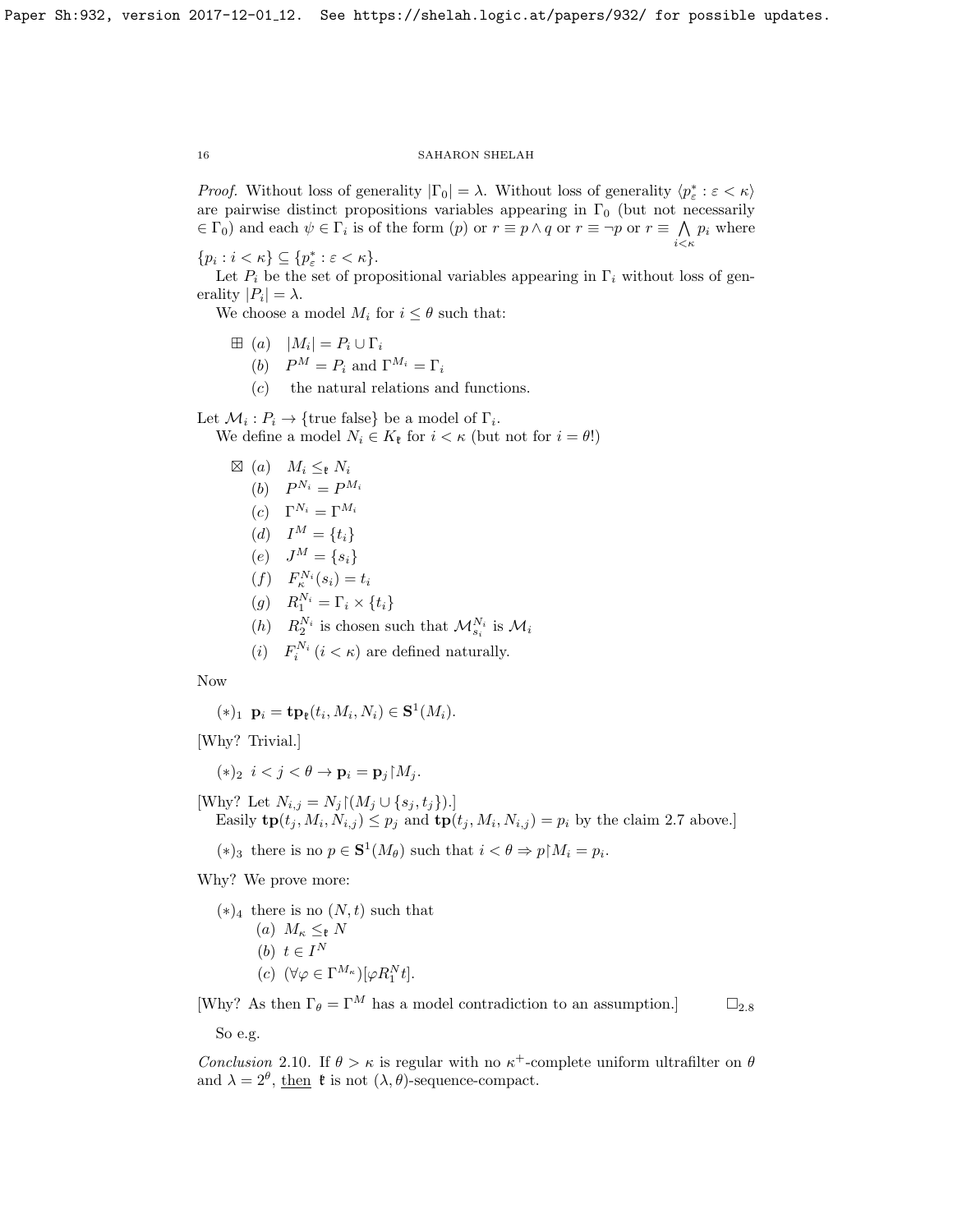*Proof.* Without loss of generality $|\Gamma_0| = \lambda$. Without loss of generality $\langle p^*_\varepsilon : \varepsilon < \kappa \rangle$ are pairwise distinct propositions variables appearing in $\Gamma_0$ (but not necessarily $\in \Gamma_0$) and each $\psi \in \Gamma_i$ is of the form $(p)$ or $r \equiv p \wedge q$ or $r \equiv \neg p$ or $r \equiv \bigwedge_{i<\kappa} p_i$ where $\{p_i : i < \kappa\} \subseteq \{p^*_\varepsilon : \varepsilon < \kappa\}$.

Let $P_i$ be the set of propositional variables appearing in $\Gamma_i$ without loss of generality $|P_i| = \lambda$.

We choose a model $M_i$ for $i \le \theta$ such that:

$\boxplus$ (a) $|M_i| = P_i \cup \Gamma_i$

(b) $P^M = P_i$ and $\Gamma^{M_i} = \Gamma_i$

(c) the natural relations and functions.

Let $\mathcal{M}_i : P_i \to \{\text{true false}\}$ be a model of $\Gamma_i$.

We define a model $N_i \in K_{\mathfrak{k}}$ for $i < \kappa$ (but not for $i = \theta$!)

$\boxtimes$ (a) $M_i \le_{\mathfrak{k}} N_i$

(b) $P^{N_i} = P^{M_i}$

(c) $\Gamma^{N_i} = \Gamma^{M_i}$

(d) $I^M = \{t_i\}$

(e) $J^M = \{s_i\}$

(f) $F^{N_i}_\kappa(s_i) = t_i$

(g) $R^{N_i}_1 = \Gamma_i \times \{t_i\}$

(h) $R^{N_i}_2$ is chosen such that $\mathcal{M}^{N_i}_{s_i}$ is $\mathcal{M}_i$

(i) $F^{N_i}_i$ $(i < \kappa)$ are defined naturally.

Now

$(*)_1$ $\mathbf{p}_i = \mathbf{tp}_{\mathfrak{k}}(t_i, M_i, N_i) \in \mathbf{S}^1(M_i)$.

[Why? Trivial.]

$(*)_2$ $i < j < \theta \to \mathbf{p}_i = \mathbf{p}_j \restriction M_j$.

[Why? Let $N_{i,j} = N_j \restriction (M_j \cup \{s_j, t_j\})$.]

Easily $\mathbf{tp}(t_j, M_i, N_{i,j}) \le p_j$ and $\mathbf{tp}(t_j, M_i, N_{i,j}) = p_i$ by the claim 2.7 above.]

$(*)_3$ there is no $p \in \mathbf{S}^1(M_\theta)$ such that $i < \theta \Rightarrow p \restriction M_i = p_i$.

Why? We prove more:

$(*)_4$ there is no $(N, t)$ such that

(a) $M_\kappa \le_{\mathfrak{k}} N$

(b) $t \in I^N$

(c) $(\forall \varphi \in \Gamma^{M_\kappa})[\varphi R^N_1 t]$.

[Why? As then $\Gamma_\theta = \Gamma^M$ has a model contradiction to an assumption.] $\square_{2.8}$

So e.g.

*Conclusion* 2.10. If $\theta > \kappa$ is regular with no $\kappa^+$-complete uniform ultrafilter on $\theta$ and $\lambda = 2^\theta$, <u>then</u> $\mathfrak{k}$ is not $(\lambda, \theta)$-sequence-compact.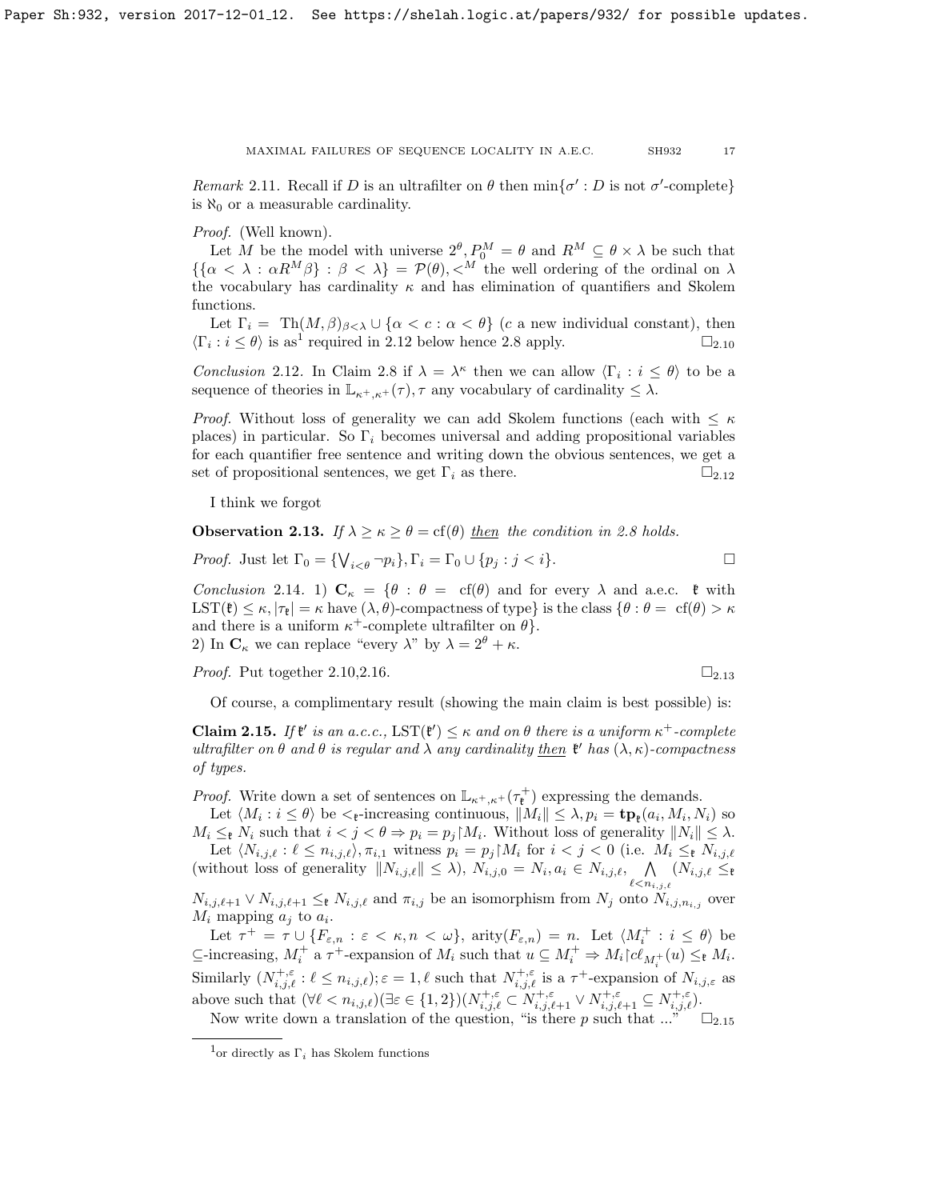*Remark* 2.11. Recall if $D$ is an ultrafilter on $\theta$ then $\min\{\sigma' : D \text{ is not } \sigma'\text{-complete}\}$ is $\aleph_0$ or a measurable cardinality.

*Proof.* (Well known).

Let $M$ be the model with universe $2^\theta, P_0^M = \theta$ and $R^M \subseteq \theta \times \lambda$ be such that $\{\{\alpha < \lambda : \alpha R^M \beta\} : \beta < \lambda\} = \mathcal{P}(\theta), <^M$ the well ordering of the ordinal on $\lambda$ the vocabulary has cardinality $\kappa$ and has elimination of quantifiers and Skolem functions.

Let $\Gamma_i = \text{Th}(M, \beta)_{\beta < \lambda} \cup \{\alpha < c : \alpha < \theta\}$ ($c$ a new individual constant), then $\langle \Gamma_i : i \leq \theta \rangle$ is as[1] required in 2.12 below hence 2.8 apply. $\square_{2.10}$

*Conclusion* 2.12. In Claim 2.8 if $\lambda = \lambda^\kappa$ then we can allow $\langle \Gamma_i : i \leq \theta \rangle$ to be a sequence of theories in $\mathbb{L}_{\kappa^+,\kappa^+}(\tau), \tau$ any vocabulary of cardinality $\leq \lambda$.

*Proof.* Without loss of generality we can add Skolem functions (each with $\leq \kappa$ places) in particular. So $\Gamma_i$ becomes universal and adding propositional variables for each quantifier free sentence and writing down the obvious sentences, we get a set of propositional sentences, we get $\Gamma_i$ as there. $\square_{2.12}$

I think we forgot

**Observation 2.13.** *If $\lambda \geq \kappa \geq \theta = \text{cf}(\theta)$ then the condition in 2.8 holds.*

*Proof.* Just let $\Gamma_0 = \{\bigvee_{i<\theta} \neg p_i\}, \Gamma_i = \Gamma_0 \cup \{p_j : j < i\}$. $\square$

*Conclusion* 2.14. 1) $\mathbf{C}_\kappa = \{\theta : \theta = \text{cf}(\theta)$ and for every $\lambda$ and a.e.c. $\mathfrak{k}$ with $\text{LST}(\mathfrak{k}) \leq \kappa, |\tau_\mathfrak{k}| = \kappa$ have $(\lambda, \theta)$-compactness of type$\}$ is the class $\{\theta : \theta = \text{cf}(\theta) > \kappa$ and there is a uniform $\kappa^+$-complete ultrafilter on $\theta\}$.

2) In $\mathbf{C}_\kappa$ we can replace "every $\lambda$" by $\lambda = 2^\theta + \kappa$.

*Proof.* Put together 2.10,2.16. $\square_{2.13}$

Of course, a complimentary result (showing the main claim is best possible) is:

**Claim 2.15.** *If $\mathfrak{k}'$ is an a.c.c., $\text{LST}(\mathfrak{k}') \leq \kappa$ and on $\theta$ there is a uniform $\kappa^+$-complete ultrafilter on $\theta$ and $\theta$ is regular and $\lambda$ any cardinality then $\mathfrak{k}'$ has $(\lambda, \kappa)$-compactness of types.*

*Proof.* Write down a set of sentences on $\mathbb{L}_{\kappa^+,\kappa^+}(\tau_\mathfrak{k}^+)$ expressing the demands.

Let $\langle M_i : i \leq \theta \rangle$ be $<_\mathfrak{k}$-increasing continuous, $\|M_i\| \leq \lambda, p_i = \mathbf{tp}_\mathfrak{k}(a_i, M_i, N_i)$ so $M_i \leq_\mathfrak{k} N_i$ such that $i < j < \theta \Rightarrow p_i = p_j \restriction M_i$. Without loss of generality $\|N_i\| \leq \lambda$.

Let $\langle N_{i,j,\ell} : \ell \leq n_{i,j,\ell} \rangle, \pi_{i,1}$ witness $p_i = p_j \restriction M_i$ for $i < j < 0$ (i.e. $M_i \leq_\mathfrak{k} N_{i,j,\ell}$ (without loss of generality $\|N_{i,j,\ell}\| \leq \lambda$), $N_{i,j,0} = N_i, a_i \in N_{i,j,\ell}, \bigwedge_{\ell < n_{i,j,\ell}} (N_{i,j,\ell} \leq_\mathfrak{k} N_{i,j,\ell+1} \vee N_{i,j,\ell+1} \leq_\mathfrak{k} N_{i,j,\ell}$ and $\pi_{i,j}$ be an isomorphism from $N_j$ onto $N_{i,j,n_{i,j}}$ over $M_i$ mapping $a_j$ to $a_i$.

Let $\tau^+ = \tau \cup \{F_{\varepsilon,n} : \varepsilon < \kappa, n < \omega\}$, $\text{arity}(F_{\varepsilon,n}) = n$. Let $\langle M_i^+ : i \leq \theta \rangle$ be $\subseteq$-increasing, $M_i^+$ a $\tau^+$-expansion of $M_i$ such that $u \subseteq M_i^+ \Rightarrow M_i \restriction c\ell_{M_i^+}(u) \leq_\mathfrak{k} M_i$. Similarly $(N_{i,j,\ell}^{+,\varepsilon} : \ell \leq n_{i,j,\ell}); \varepsilon = 1, \ell$ such that $N_{i,j,\ell}^{+,\varepsilon}$ is a $\tau^+$-expansion of $N_{i,j,\varepsilon}$ as above such that $(\forall \ell < n_{i,j,\ell})(\exists \varepsilon \in \{1,2\})(N_{i,j,\ell}^{+,\varepsilon} \subset N_{i,j,\ell+1}^{+,\varepsilon} \vee N_{i,j,\ell+1}^{+,\varepsilon} \subseteq N_{i,j,\ell}^{+,\varepsilon})$.

Now write down a translation of the question, "is there $p$ such that ..." $\square_{2.15}$

---

[1] or directly as $\Gamma_i$ has Skolem functions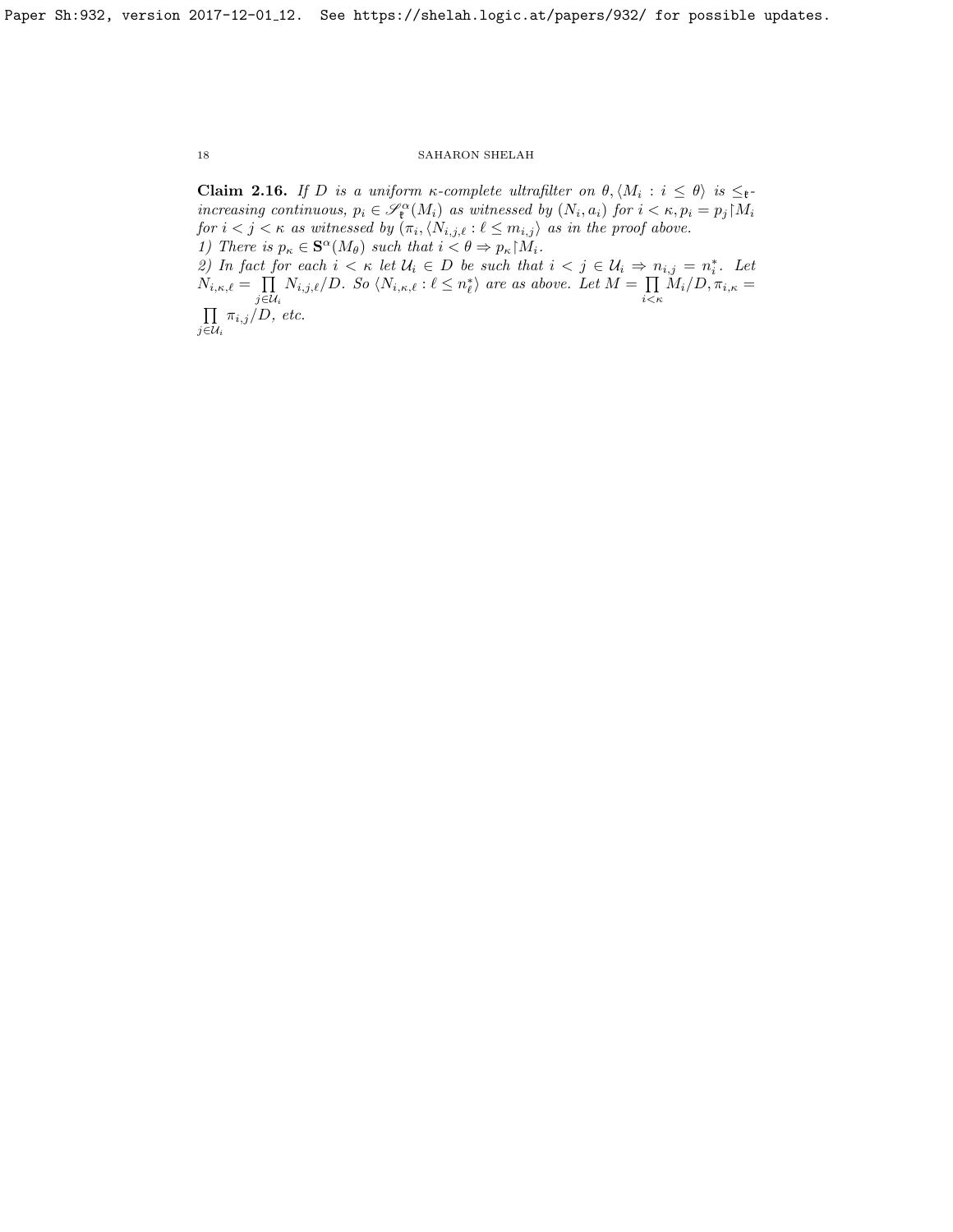**Claim 2.16.** *If $D$ is a uniform $\kappa$-complete ultrafilter on $\theta, \langle M_i : i \le \theta \rangle$ is $\le_{\mathfrak{k}}$-increasing continuous, $p_i \in \mathscr{S}^\alpha_{\mathfrak{k}}(M_i)$ as witnessed by $(N_i, a_i)$ for $i < \kappa, p_i = p_j \restriction M_i$ for $i < j < \kappa$ as witnessed by $(\pi_i, \langle N_{i,j,\ell} : \ell \le m_{i,j} \rangle$ as in the proof above.*

*1) There is $p_\kappa \in \mathbf{S}^\alpha(M_\theta)$ such that $i < \theta \Rightarrow p_\kappa \restriction M_i$.*

*2) In fact for each $i < \kappa$ let $\mathcal{U}_i \in D$ be such that $i < j \in \mathcal{U}_i \Rightarrow n_{i,j} = n^*_i$. Let $N_{i,\kappa,\ell} = \prod\limits_{j \in \mathcal{U}_i} N_{i,j,\ell}/D$. So $\langle N_{i,\kappa,\ell} : \ell \le n^*_\ell \rangle$ are as above. Let $M = \prod\limits_{i<\kappa} M_i/D, \pi_{i,\kappa} = \prod\limits_{j \in \mathcal{U}_i} \pi_{i,j}/D$, etc.*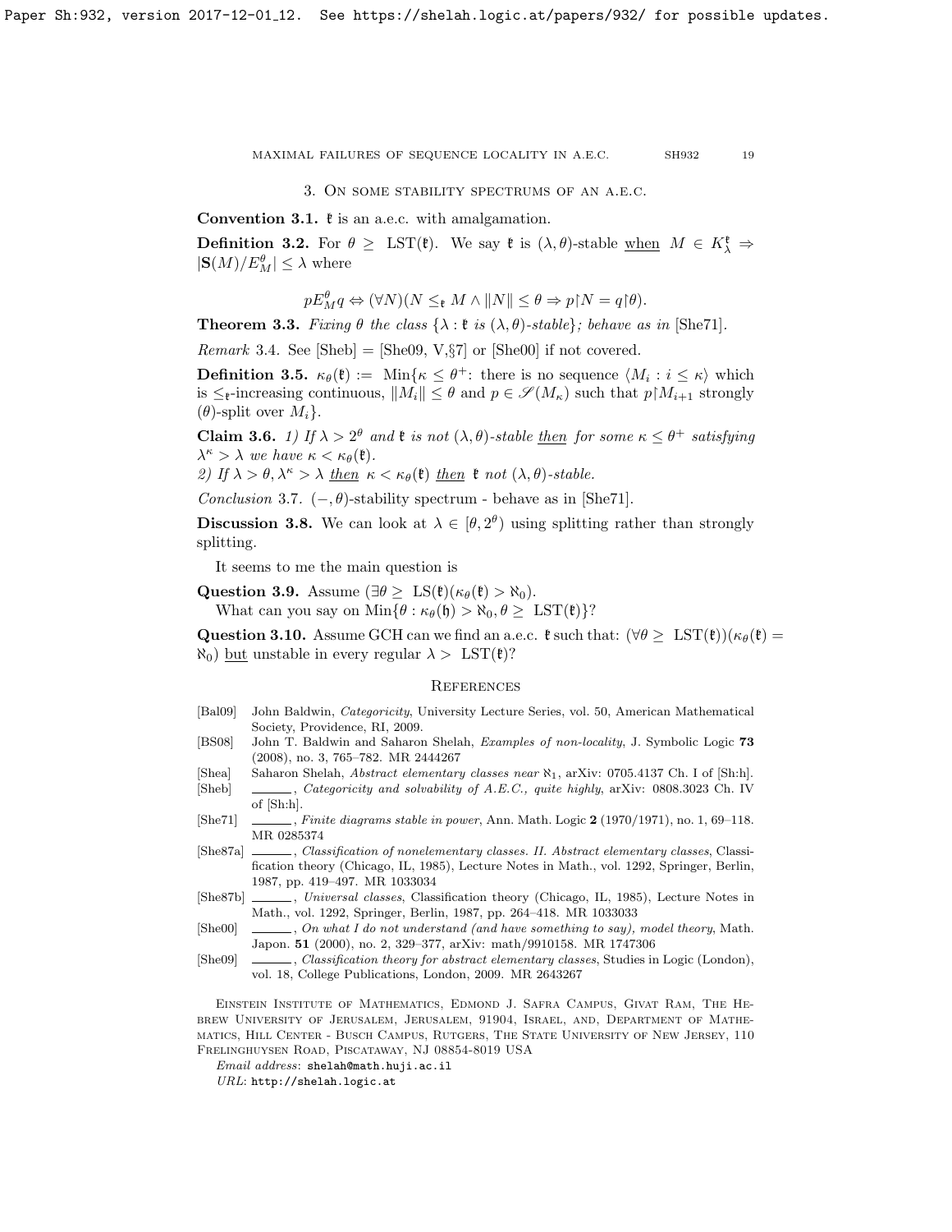## 3. On some stability spectrums of an a.e.c.

**Convention 3.1.** $\mathfrak{k}$ is an a.e.c. with amalgamation.

**Definition 3.2.** For $\theta \geq \text{LST}(\mathfrak{k})$. We say $\mathfrak{k}$ is $(\lambda, \theta)$-stable <u>when</u> $M \in K^{\mathfrak{k}}_\lambda \Rightarrow |\mathbf{S}(M)/E^\theta_M| \leq \lambda$ where

$$pE^\theta_M q \Leftrightarrow (\forall N)(N \leq_{\mathfrak{k}} M \wedge \|N\| \leq \theta \Rightarrow p{\restriction}N = q{\restriction}\theta).$$

**Theorem 3.3.** *Fixing $\theta$ the class $\{\lambda : \mathfrak{k}$ is $(\lambda,\theta)$-stable$\}$; behave as in* [She71].

*Remark* 3.4. See [Sheb] = [She09, V,§7] or [She00] if not covered.

**Definition 3.5.** $\kappa_\theta(\mathfrak{k}) :=$ Min$\{\kappa \leq \theta^+$: there is no sequence $\langle M_i : i \leq \kappa\rangle$ which is $\leq_{\mathfrak{k}}$-increasing continuous, $\|M_i\| \leq \theta$ and $p \in \mathscr{S}(M_\kappa)$ such that $p{\restriction}M_{i+1}$ strongly $(\theta)$-split over $M_i\}$.

**Claim 3.6.** *1) If $\lambda > 2^\theta$ and $\mathfrak{k}$ is not $(\lambda,\theta)$-stable <u>then</u> for some $\kappa \leq \theta^+$ satisfying $\lambda^\kappa > \lambda$ we have $\kappa < \kappa_\theta(\mathfrak{k})$.*
*2) If $\lambda > \theta, \lambda^\kappa > \lambda$ <u>then</u> $\kappa < \kappa_\theta(\mathfrak{k})$ <u>then</u> $\mathfrak{k}$ not $(\lambda,\theta)$-stable.*

*Conclusion* 3.7. $(-,\theta)$-stability spectrum - behave as in [She71].

**Discussion 3.8.** We can look at $\lambda \in [\theta, 2^\theta)$ using splitting rather than strongly splitting.

It seems to me the main question is

**Question 3.9.** Assume $(\exists\theta \geq \text{LS}(\mathfrak{k})(\kappa_\theta(\mathfrak{k}) > \aleph_0)$.
What can you say on Min$\{\theta : \kappa_\theta(\mathfrak{h}) > \aleph_0, \theta \geq \text{LST}(\mathfrak{k})\}$?

**Question 3.10.** Assume GCH can we find an a.e.c. $\mathfrak{k}$ such that: $(\forall\theta \geq \text{LST}(\mathfrak{k}))(\kappa_\theta(\mathfrak{k}) = \aleph_0)$ <u>but</u> unstable in every regular $\lambda > \text{LST}(\mathfrak{k})$?

## References

- [Bal09] John Baldwin, *Categoricity*, University Lecture Series, vol. 50, American Mathematical Society, Providence, RI, 2009.
- [BS08] John T. Baldwin and Saharon Shelah, *Examples of non-locality*, J. Symbolic Logic **73** (2008), no. 3, 765–782. MR 2444267
- [Shea] Saharon Shelah, *Abstract elementary classes near $\aleph_1$*, arXiv: 0705.4137 Ch. I of [Sh:h].
- [Sheb] ______, *Categoricity and solvability of A.E.C., quite highly*, arXiv: 0808.3023 Ch. IV of [Sh:h].
- [She71] ______, *Finite diagrams stable in power*, Ann. Math. Logic **2** (1970/1971), no. 1, 69–118. MR 0285374
- [She87a] ______, *Classification of nonelementary classes. II. Abstract elementary classes*, Classification theory (Chicago, IL, 1985), Lecture Notes in Math., vol. 1292, Springer, Berlin, 1987, pp. 419–497. MR 1033034
- [She87b] ______, *Universal classes*, Classification theory (Chicago, IL, 1985), Lecture Notes in Math., vol. 1292, Springer, Berlin, 1987, pp. 264–418. MR 1033033
- [She00] ______, *On what I do not understand (and have something to say), model theory*, Math. Japon. **51** (2000), no. 2, 329–377, arXiv: math/9910158. MR 1747306
- [She09] ______, *Classification theory for abstract elementary classes*, Studies in Logic (London), vol. 18, College Publications, London, 2009. MR 2643267

Einstein Institute of Mathematics, Edmond J. Safra Campus, Givat Ram, The Hebrew University of Jerusalem, Jerusalem, 91904, Israel, and, Department of Mathematics, Hill Center - Busch Campus, Rutgers, The State University of New Jersey, 110 Frelinghuysen Road, Piscataway, NJ 08854-8019 USA

*Email address*: shelah@math.huji.ac.il

*URL*: http://shelah.logic.at